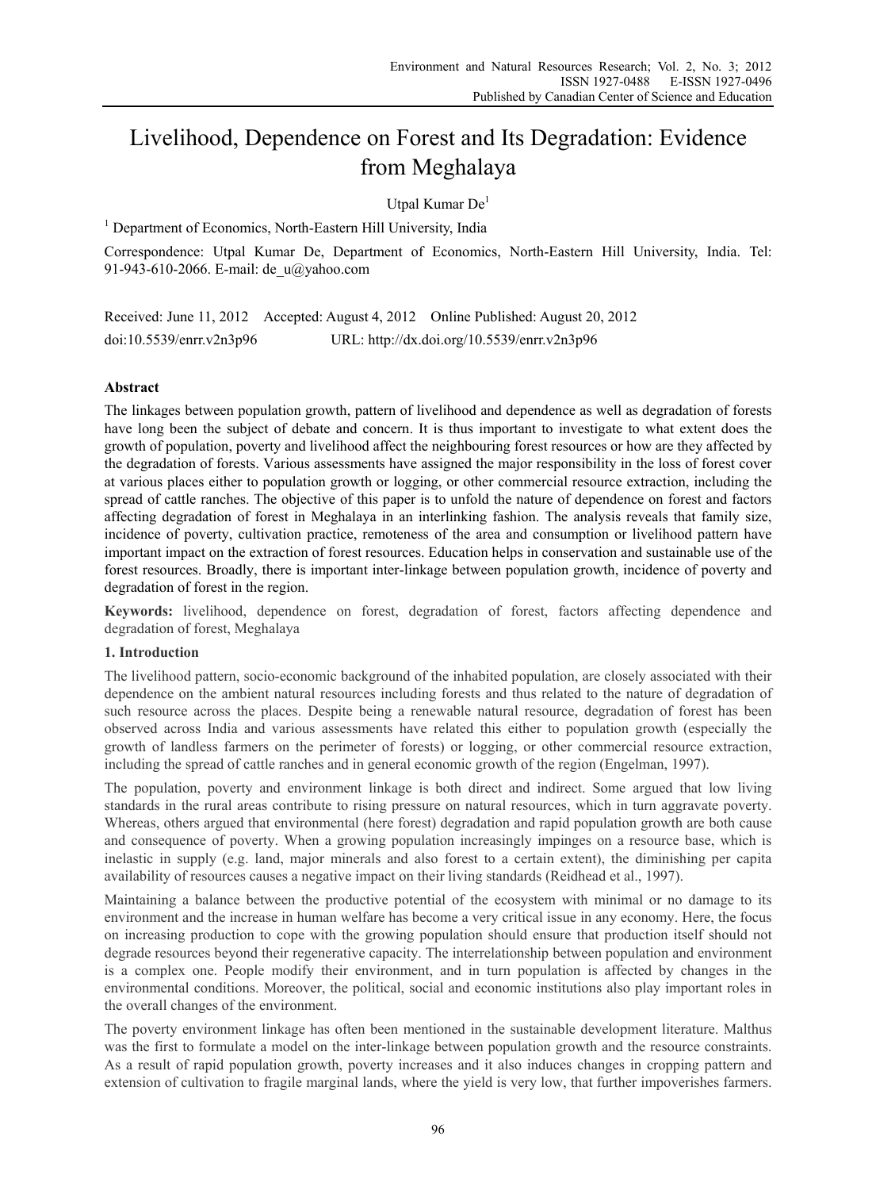# Livelihood, Dependence on Forest and Its Degradation: Evidence from Meghalaya

Utpal Kumar De[1]

[1] Department of Economics, North-Eastern Hill University, India

Correspondence: Utpal Kumar De, Department of Economics, North-Eastern Hill University, India. Tel: 91-943-610-2066. E-mail: de_u@yahoo.com

Received: June 11, 2012 Accepted: August 4, 2012 Online Published: August 20, 2012

doi:10.5539/enrr.v2n3p96 URL: http://dx.doi.org/10.5539/enrr.v2n3p96

## Abstract

The linkages between population growth, pattern of livelihood and dependence as well as degradation of forests have long been the subject of debate and concern. It is thus important to investigate to what extent does the growth of population, poverty and livelihood affect the neighbouring forest resources or how are they affected by the degradation of forests. Various assessments have assigned the major responsibility in the loss of forest cover at various places either to population growth or logging, or other commercial resource extraction, including the spread of cattle ranches. The objective of this paper is to unfold the nature of dependence on forest and factors affecting degradation of forest in Meghalaya in an interlinking fashion. The analysis reveals that family size, incidence of poverty, cultivation practice, remoteness of the area and consumption or livelihood pattern have important impact on the extraction of forest resources. Education helps in conservation and sustainable use of the forest resources. Broadly, there is important inter-linkage between population growth, incidence of poverty and degradation of forest in the region.

**Keywords:** livelihood, dependence on forest, degradation of forest, factors affecting dependence and degradation of forest, Meghalaya

## 1. Introduction

The livelihood pattern, socio-economic background of the inhabited population, are closely associated with their dependence on the ambient natural resources including forests and thus related to the nature of degradation of such resource across the places. Despite being a renewable natural resource, degradation of forest has been observed across India and various assessments have related this either to population growth (especially the growth of landless farmers on the perimeter of forests) or logging, or other commercial resource extraction, including the spread of cattle ranches and in general economic growth of the region (Engelman, 1997).

The population, poverty and environment linkage is both direct and indirect. Some argued that low living standards in the rural areas contribute to rising pressure on natural resources, which in turn aggravate poverty. Whereas, others argued that environmental (here forest) degradation and rapid population growth are both cause and consequence of poverty. When a growing population increasingly impinges on a resource base, which is inelastic in supply (e.g. land, major minerals and also forest to a certain extent), the diminishing per capita availability of resources causes a negative impact on their living standards (Reidhead et al., 1997).

Maintaining a balance between the productive potential of the ecosystem with minimal or no damage to its environment and the increase in human welfare has become a very critical issue in any economy. Here, the focus on increasing production to cope with the growing population should ensure that production itself should not degrade resources beyond their regenerative capacity. The interrelationship between population and environment is a complex one. People modify their environment, and in turn population is affected by changes in the environmental conditions. Moreover, the political, social and economic institutions also play important roles in the overall changes of the environment.

The poverty environment linkage has often been mentioned in the sustainable development literature. Malthus was the first to formulate a model on the inter-linkage between population growth and the resource constraints. As a result of rapid population growth, poverty increases and it also induces changes in cropping pattern and extension of cultivation to fragile marginal lands, where the yield is very low, that further impoverishes farmers.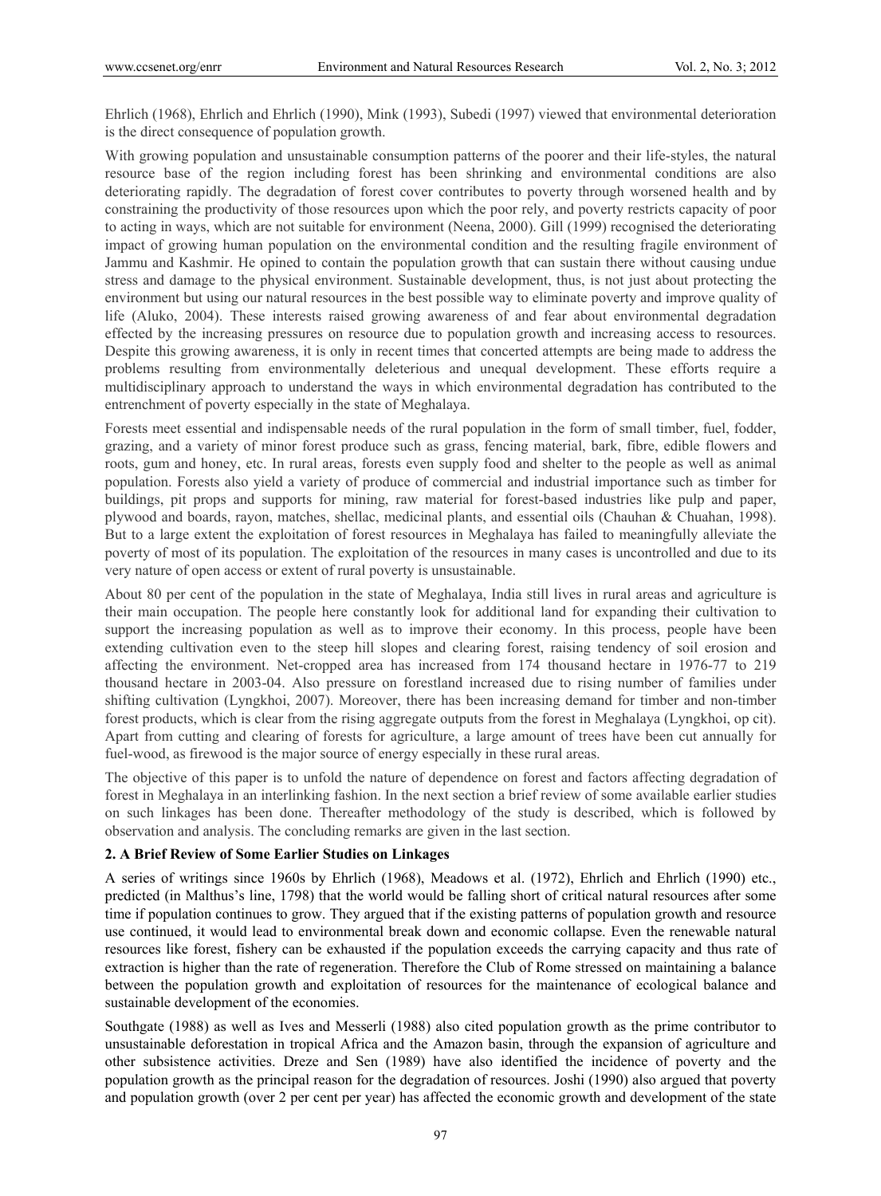Ehrlich (1968), Ehrlich and Ehrlich (1990), Mink (1993), Subedi (1997) viewed that environmental deterioration is the direct consequence of population growth.

With growing population and unsustainable consumption patterns of the poorer and their life-styles, the natural resource base of the region including forest has been shrinking and environmental conditions are also deteriorating rapidly. The degradation of forest cover contributes to poverty through worsened health and by constraining the productivity of those resources upon which the poor rely, and poverty restricts capacity of poor to acting in ways, which are not suitable for environment (Neena, 2000). Gill (1999) recognised the deteriorating impact of growing human population on the environmental condition and the resulting fragile environment of Jammu and Kashmir. He opined to contain the population growth that can sustain there without causing undue stress and damage to the physical environment. Sustainable development, thus, is not just about protecting the environment but using our natural resources in the best possible way to eliminate poverty and improve quality of life (Aluko, 2004). These interests raised growing awareness of and fear about environmental degradation effected by the increasing pressures on resource due to population growth and increasing access to resources. Despite this growing awareness, it is only in recent times that concerted attempts are being made to address the problems resulting from environmentally deleterious and unequal development. These efforts require a multidisciplinary approach to understand the ways in which environmental degradation has contributed to the entrenchment of poverty especially in the state of Meghalaya.

Forests meet essential and indispensable needs of the rural population in the form of small timber, fuel, fodder, grazing, and a variety of minor forest produce such as grass, fencing material, bark, fibre, edible flowers and roots, gum and honey, etc. In rural areas, forests even supply food and shelter to the people as well as animal population. Forests also yield a variety of produce of commercial and industrial importance such as timber for buildings, pit props and supports for mining, raw material for forest-based industries like pulp and paper, plywood and boards, rayon, matches, shellac, medicinal plants, and essential oils (Chauhan & Chuahan, 1998). But to a large extent the exploitation of forest resources in Meghalaya has failed to meaningfully alleviate the poverty of most of its population. The exploitation of the resources in many cases is uncontrolled and due to its very nature of open access or extent of rural poverty is unsustainable.

About 80 per cent of the population in the state of Meghalaya, India still lives in rural areas and agriculture is their main occupation. The people here constantly look for additional land for expanding their cultivation to support the increasing population as well as to improve their economy. In this process, people have been extending cultivation even to the steep hill slopes and clearing forest, raising tendency of soil erosion and affecting the environment. Net-cropped area has increased from 174 thousand hectare in 1976-77 to 219 thousand hectare in 2003-04. Also pressure on forestland increased due to rising number of families under shifting cultivation (Lyngkhoi, 2007). Moreover, there has been increasing demand for timber and non-timber forest products, which is clear from the rising aggregate outputs from the forest in Meghalaya (Lyngkhoi, op cit). Apart from cutting and clearing of forests for agriculture, a large amount of trees have been cut annually for fuel-wood, as firewood is the major source of energy especially in these rural areas.

The objective of this paper is to unfold the nature of dependence on forest and factors affecting degradation of forest in Meghalaya in an interlinking fashion. In the next section a brief review of some available earlier studies on such linkages has been done. Thereafter methodology of the study is described, which is followed by observation and analysis. The concluding remarks are given in the last section.

## 2. A Brief Review of Some Earlier Studies on Linkages

A series of writings since 1960s by Ehrlich (1968), Meadows et al. (1972), Ehrlich and Ehrlich (1990) etc., predicted (in Malthus's line, 1798) that the world would be falling short of critical natural resources after some time if population continues to grow. They argued that if the existing patterns of population growth and resource use continued, it would lead to environmental break down and economic collapse. Even the renewable natural resources like forest, fishery can be exhausted if the population exceeds the carrying capacity and thus rate of extraction is higher than the rate of regeneration. Therefore the Club of Rome stressed on maintaining a balance between the population growth and exploitation of resources for the maintenance of ecological balance and sustainable development of the economies.

Southgate (1988) as well as Ives and Messerli (1988) also cited population growth as the prime contributor to unsustainable deforestation in tropical Africa and the Amazon basin, through the expansion of agriculture and other subsistence activities. Dreze and Sen (1989) have also identified the incidence of poverty and the population growth as the principal reason for the degradation of resources. Joshi (1990) also argued that poverty and population growth (over 2 per cent per year) has affected the economic growth and development of the state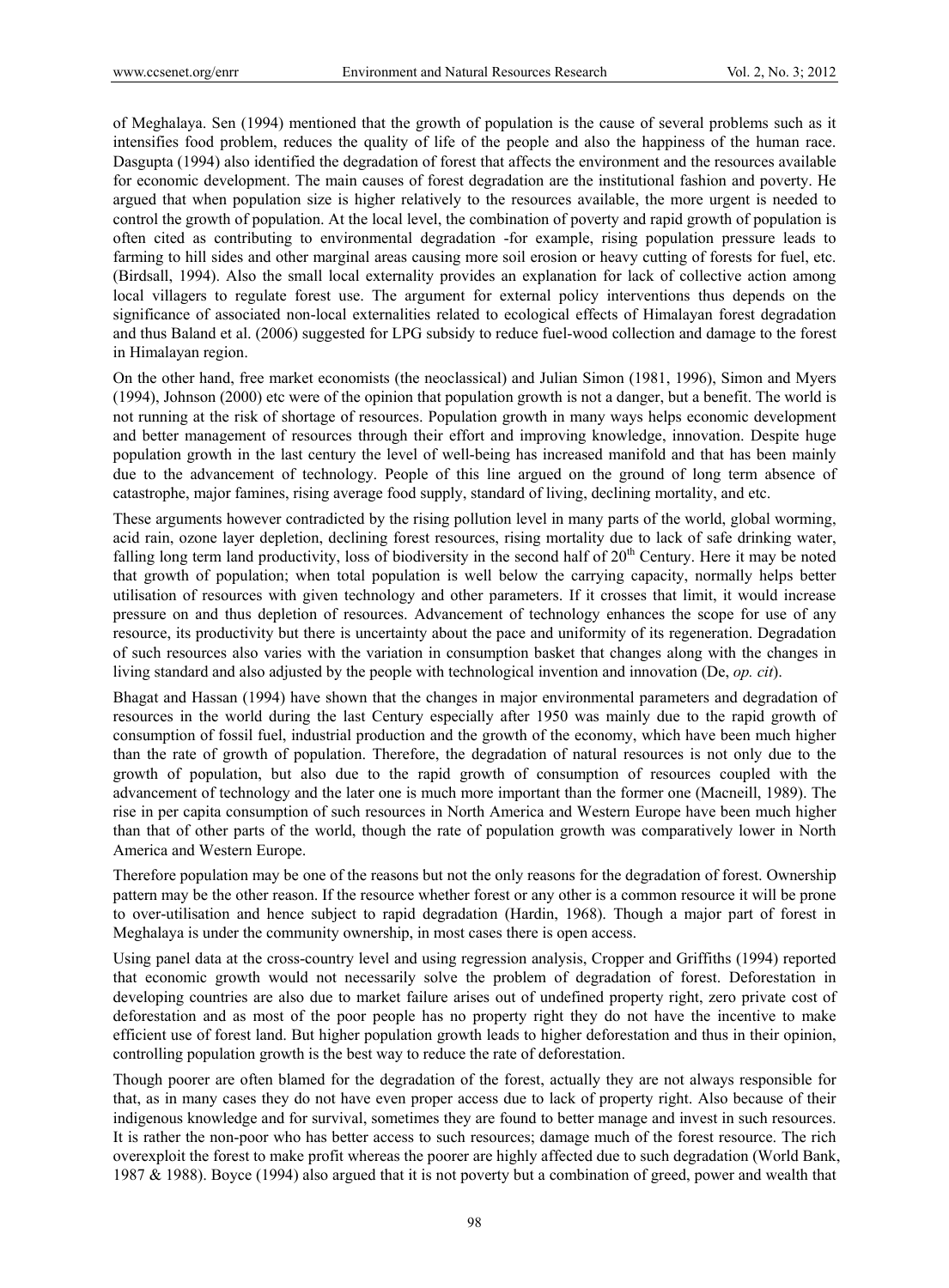of Meghalaya. Sen (1994) mentioned that the growth of population is the cause of several problems such as it intensifies food problem, reduces the quality of life of the people and also the happiness of the human race. Dasgupta (1994) also identified the degradation of forest that affects the environment and the resources available for economic development. The main causes of forest degradation are the institutional fashion and poverty. He argued that when population size is higher relatively to the resources available, the more urgent is needed to control the growth of population. At the local level, the combination of poverty and rapid growth of population is often cited as contributing to environmental degradation -for example, rising population pressure leads to farming to hill sides and other marginal areas causing more soil erosion or heavy cutting of forests for fuel, etc. (Birdsall, 1994). Also the small local externality provides an explanation for lack of collective action among local villagers to regulate forest use. The argument for external policy interventions thus depends on the significance of associated non-local externalities related to ecological effects of Himalayan forest degradation and thus Baland et al. (2006) suggested for LPG subsidy to reduce fuel-wood collection and damage to the forest in Himalayan region.

On the other hand, free market economists (the neoclassical) and Julian Simon (1981, 1996), Simon and Myers (1994), Johnson (2000) etc were of the opinion that population growth is not a danger, but a benefit. The world is not running at the risk of shortage of resources. Population growth in many ways helps economic development and better management of resources through their effort and improving knowledge, innovation. Despite huge population growth in the last century the level of well-being has increased manifold and that has been mainly due to the advancement of technology. People of this line argued on the ground of long term absence of catastrophe, major famines, rising average food supply, standard of living, declining mortality, and etc.

These arguments however contradicted by the rising pollution level in many parts of the world, global worming, acid rain, ozone layer depletion, declining forest resources, rising mortality due to lack of safe drinking water, falling long term land productivity, loss of biodiversity in the second half of 20th Century. Here it may be noted that growth of population; when total population is well below the carrying capacity, normally helps better utilisation of resources with given technology and other parameters. If it crosses that limit, it would increase pressure on and thus depletion of resources. Advancement of technology enhances the scope for use of any resource, its productivity but there is uncertainty about the pace and uniformity of its regeneration. Degradation of such resources also varies with the variation in consumption basket that changes along with the changes in living standard and also adjusted by the people with technological invention and innovation (De, *op. cit*).

Bhagat and Hassan (1994) have shown that the changes in major environmental parameters and degradation of resources in the world during the last Century especially after 1950 was mainly due to the rapid growth of consumption of fossil fuel, industrial production and the growth of the economy, which have been much higher than the rate of growth of population. Therefore, the degradation of natural resources is not only due to the growth of population, but also due to the rapid growth of consumption of resources coupled with the advancement of technology and the later one is much more important than the former one (Macneill, 1989). The rise in per capita consumption of such resources in North America and Western Europe have been much higher than that of other parts of the world, though the rate of population growth was comparatively lower in North America and Western Europe.

Therefore population may be one of the reasons but not the only reasons for the degradation of forest. Ownership pattern may be the other reason. If the resource whether forest or any other is a common resource it will be prone to over-utilisation and hence subject to rapid degradation (Hardin, 1968). Though a major part of forest in Meghalaya is under the community ownership, in most cases there is open access.

Using panel data at the cross-country level and using regression analysis, Cropper and Griffiths (1994) reported that economic growth would not necessarily solve the problem of degradation of forest. Deforestation in developing countries are also due to market failure arises out of undefined property right, zero private cost of deforestation and as most of the poor people has no property right they do not have the incentive to make efficient use of forest land. But higher population growth leads to higher deforestation and thus in their opinion, controlling population growth is the best way to reduce the rate of deforestation.

Though poorer are often blamed for the degradation of the forest, actually they are not always responsible for that, as in many cases they do not have even proper access due to lack of property right. Also because of their indigenous knowledge and for survival, sometimes they are found to better manage and invest in such resources. It is rather the non-poor who has better access to such resources; damage much of the forest resource. The rich overexploit the forest to make profit whereas the poorer are highly affected due to such degradation (World Bank, 1987 & 1988). Boyce (1994) also argued that it is not poverty but a combination of greed, power and wealth that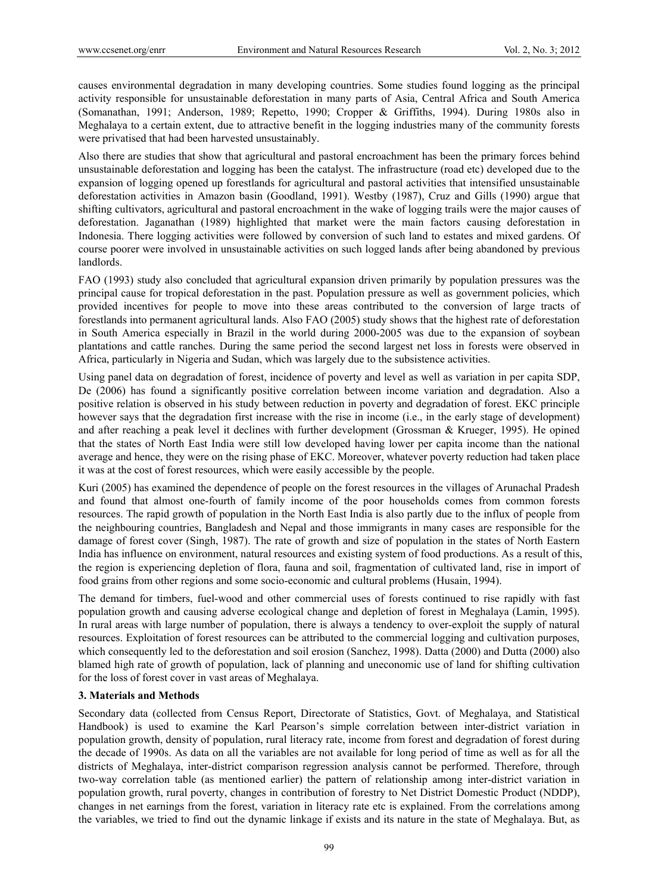causes environmental degradation in many developing countries. Some studies found logging as the principal activity responsible for unsustainable deforestation in many parts of Asia, Central Africa and South America (Somanathan, 1991; Anderson, 1989; Repetto, 1990; Cropper & Griffiths, 1994). During 1980s also in Meghalaya to a certain extent, due to attractive benefit in the logging industries many of the community forests were privatised that had been harvested unsustainably.

Also there are studies that show that agricultural and pastoral encroachment has been the primary forces behind unsustainable deforestation and logging has been the catalyst. The infrastructure (road etc) developed due to the expansion of logging opened up forestlands for agricultural and pastoral activities that intensified unsustainable deforestation activities in Amazon basin (Goodland, 1991). Westby (1987), Cruz and Gills (1990) argue that shifting cultivators, agricultural and pastoral encroachment in the wake of logging trails were the major causes of deforestation. Jaganathan (1989) highlighted that market were the main factors causing deforestation in Indonesia. There logging activities were followed by conversion of such land to estates and mixed gardens. Of course poorer were involved in unsustainable activities on such logged lands after being abandoned by previous landlords.

FAO (1993) study also concluded that agricultural expansion driven primarily by population pressures was the principal cause for tropical deforestation in the past. Population pressure as well as government policies, which provided incentives for people to move into these areas contributed to the conversion of large tracts of forestlands into permanent agricultural lands. Also FAO (2005) study shows that the highest rate of deforestation in South America especially in Brazil in the world during 2000-2005 was due to the expansion of soybean plantations and cattle ranches. During the same period the second largest net loss in forests were observed in Africa, particularly in Nigeria and Sudan, which was largely due to the subsistence activities.

Using panel data on degradation of forest, incidence of poverty and level as well as variation in per capita SDP, De (2006) has found a significantly positive correlation between income variation and degradation. Also a positive relation is observed in his study between reduction in poverty and degradation of forest. EKC principle however says that the degradation first increase with the rise in income (i.e., in the early stage of development) and after reaching a peak level it declines with further development (Grossman & Krueger, 1995). He opined that the states of North East India were still low developed having lower per capita income than the national average and hence, they were on the rising phase of EKC. Moreover, whatever poverty reduction had taken place it was at the cost of forest resources, which were easily accessible by the people.

Kuri (2005) has examined the dependence of people on the forest resources in the villages of Arunachal Pradesh and found that almost one-fourth of family income of the poor households comes from common forests resources. The rapid growth of population in the North East India is also partly due to the influx of people from the neighbouring countries, Bangladesh and Nepal and those immigrants in many cases are responsible for the damage of forest cover (Singh, 1987). The rate of growth and size of population in the states of North Eastern India has influence on environment, natural resources and existing system of food productions. As a result of this, the region is experiencing depletion of flora, fauna and soil, fragmentation of cultivated land, rise in import of food grains from other regions and some socio-economic and cultural problems (Husain, 1994).

The demand for timbers, fuel-wood and other commercial uses of forests continued to rise rapidly with fast population growth and causing adverse ecological change and depletion of forest in Meghalaya (Lamin, 1995). In rural areas with large number of population, there is always a tendency to over-exploit the supply of natural resources. Exploitation of forest resources can be attributed to the commercial logging and cultivation purposes, which consequently led to the deforestation and soil erosion (Sanchez, 1998). Datta (2000) and Dutta (2000) also blamed high rate of growth of population, lack of planning and uneconomic use of land for shifting cultivation for the loss of forest cover in vast areas of Meghalaya.

## 3. Materials and Methods

Secondary data (collected from Census Report, Directorate of Statistics, Govt. of Meghalaya, and Statistical Handbook) is used to examine the Karl Pearson's simple correlation between inter-district variation in population growth, density of population, rural literacy rate, income from forest and degradation of forest during the decade of 1990s. As data on all the variables are not available for long period of time as well as for all the districts of Meghalaya, inter-district comparison regression analysis cannot be performed. Therefore, through two-way correlation table (as mentioned earlier) the pattern of relationship among inter-district variation in population growth, rural poverty, changes in contribution of forestry to Net District Domestic Product (NDDP), changes in net earnings from the forest, variation in literacy rate etc is explained. From the correlations among the variables, we tried to find out the dynamic linkage if exists and its nature in the state of Meghalaya. But, as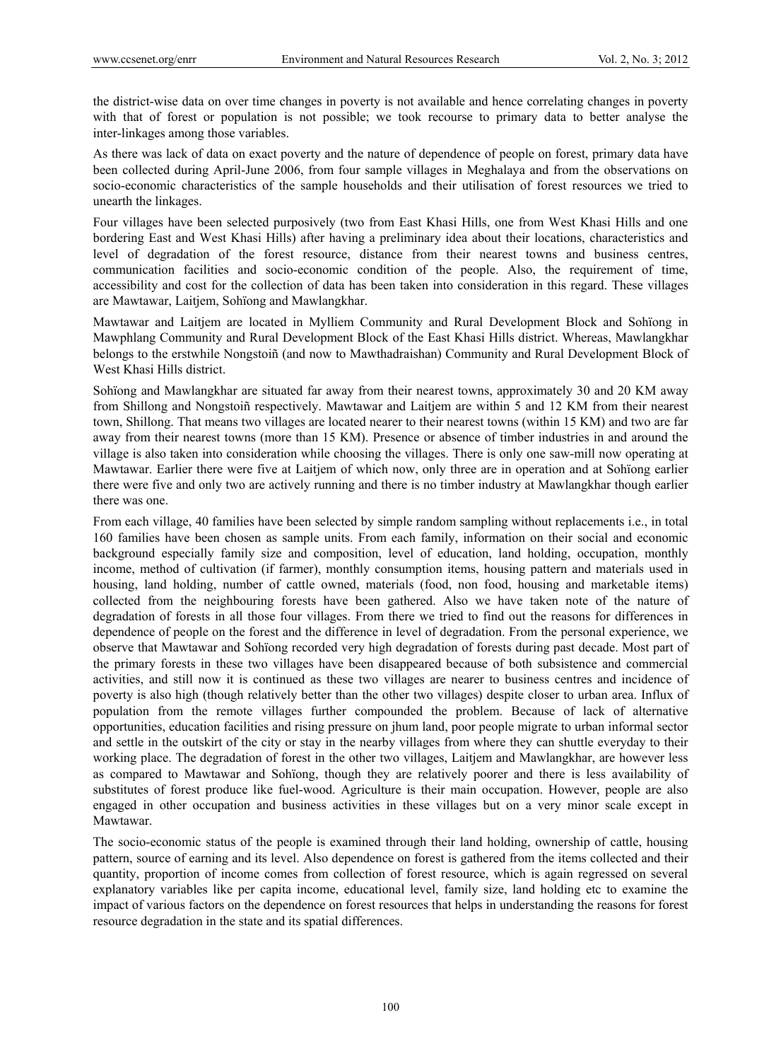the district-wise data on over time changes in poverty is not available and hence correlating changes in poverty with that of forest or population is not possible; we took recourse to primary data to better analyse the inter-linkages among those variables.

As there was lack of data on exact poverty and the nature of dependence of people on forest, primary data have been collected during April-June 2006, from four sample villages in Meghalaya and from the observations on socio-economic characteristics of the sample households and their utilisation of forest resources we tried to unearth the linkages.

Four villages have been selected purposively (two from East Khasi Hills, one from West Khasi Hills and one bordering East and West Khasi Hills) after having a preliminary idea about their locations, characteristics and level of degradation of the forest resource, distance from their nearest towns and business centres, communication facilities and socio-economic condition of the people. Also, the requirement of time, accessibility and cost for the collection of data has been taken into consideration in this regard. These villages are Mawtawar, Laitjem, Sohïong and Mawlangkhar.

Mawtawar and Laitjem are located in Mylliem Community and Rural Development Block and Sohïong in Mawphlang Community and Rural Development Block of the East Khasi Hills district. Whereas, Mawlangkhar belongs to the erstwhile Nongstoiñ (and now to Mawthadraishan) Community and Rural Development Block of West Khasi Hills district.

Sohïong and Mawlangkhar are situated far away from their nearest towns, approximately 30 and 20 KM away from Shillong and Nongstoiñ respectively. Mawtawar and Laitjem are within 5 and 12 KM from their nearest town, Shillong. That means two villages are located nearer to their nearest towns (within 15 KM) and two are far away from their nearest towns (more than 15 KM). Presence or absence of timber industries in and around the village is also taken into consideration while choosing the villages. There is only one saw-mill now operating at Mawtawar. Earlier there were five at Laitjem of which now, only three are in operation and at Sohïong earlier there were five and only two are actively running and there is no timber industry at Mawlangkhar though earlier there was one.

From each village, 40 families have been selected by simple random sampling without replacements i.e., in total 160 families have been chosen as sample units. From each family, information on their social and economic background especially family size and composition, level of education, land holding, occupation, monthly income, method of cultivation (if farmer), monthly consumption items, housing pattern and materials used in housing, land holding, number of cattle owned, materials (food, non food, housing and marketable items) collected from the neighbouring forests have been gathered. Also we have taken note of the nature of degradation of forests in all those four villages. From there we tried to find out the reasons for differences in dependence of people on the forest and the difference in level of degradation. From the personal experience, we observe that Mawtawar and Sohïong recorded very high degradation of forests during past decade. Most part of the primary forests in these two villages have been disappeared because of both subsistence and commercial activities, and still now it is continued as these two villages are nearer to business centres and incidence of poverty is also high (though relatively better than the other two villages) despite closer to urban area. Influx of population from the remote villages further compounded the problem. Because of lack of alternative opportunities, education facilities and rising pressure on jhum land, poor people migrate to urban informal sector and settle in the outskirt of the city or stay in the nearby villages from where they can shuttle everyday to their working place. The degradation of forest in the other two villages, Laitjem and Mawlangkhar, are however less as compared to Mawtawar and Sohïong, though they are relatively poorer and there is less availability of substitutes of forest produce like fuel-wood. Agriculture is their main occupation. However, people are also engaged in other occupation and business activities in these villages but on a very minor scale except in Mawtawar.

The socio-economic status of the people is examined through their land holding, ownership of cattle, housing pattern, source of earning and its level. Also dependence on forest is gathered from the items collected and their quantity, proportion of income comes from collection of forest resource, which is again regressed on several explanatory variables like per capita income, educational level, family size, land holding etc to examine the impact of various factors on the dependence on forest resources that helps in understanding the reasons for forest resource degradation in the state and its spatial differences.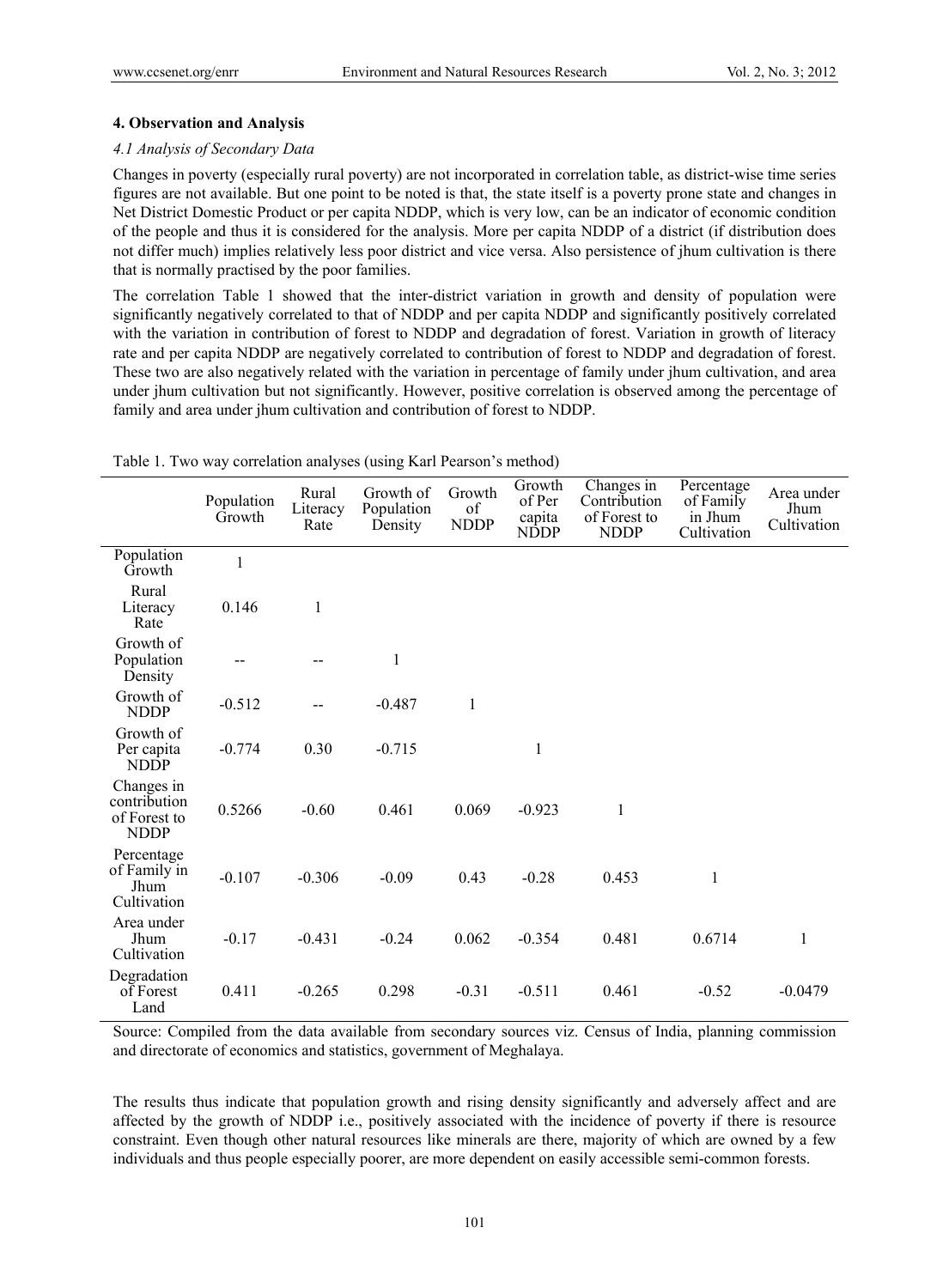## 4. Observation and Analysis

### *4.1 Analysis of Secondary Data*

Changes in poverty (especially rural poverty) are not incorporated in correlation table, as district-wise time series figures are not available. But one point to be noted is that, the state itself is a poverty prone state and changes in Net District Domestic Product or per capita NDDP, which is very low, can be an indicator of economic condition of the people and thus it is considered for the analysis. More per capita NDDP of a district (if distribution does not differ much) implies relatively less poor district and vice versa. Also persistence of jhum cultivation is there that is normally practised by the poor families.

The correlation Table 1 showed that the inter-district variation in growth and density of population were significantly negatively correlated to that of NDDP and per capita NDDP and significantly positively correlated with the variation in contribution of forest to NDDP and degradation of forest. Variation in growth of literacy rate and per capita NDDP are negatively correlated to contribution of forest to NDDP and degradation of forest. These two are also negatively related with the variation in percentage of family under jhum cultivation, and area under jhum cultivation but not significantly. However, positive correlation is observed among the percentage of family and area under jhum cultivation and contribution of forest to NDDP.

Table 1. Two way correlation analyses (using Karl Pearson's method)

| | Population Growth | Rural Literacy Rate | Growth of Population Density | Growth of NDDP | Growth of Per capita NDDP | Changes in Contribution of Forest to NDDP | Percentage of Family in Jhum Cultivation | Area under Jhum Cultivation |
|---|---|---|---|---|---|---|---|---|
| Population Growth | 1 | | | | | | | |
| Rural Literacy Rate | 0.146 | 1 | | | | | | |
| Growth of Population Density | -- | -- | 1 | | | | | |
| Growth of NDDP | -0.512 | -- | -0.487 | 1 | | | | |
| Growth of Per capita NDDP | -0.774 | 0.30 | -0.715 | | 1 | | | |
| Changes in contribution of Forest to NDDP | 0.5266 | -0.60 | 0.461 | 0.069 | -0.923 | 1 | | |
| Percentage of Family in Jhum Cultivation | -0.107 | -0.306 | -0.09 | 0.43 | -0.28 | 0.453 | 1 | |
| Area under Jhum Cultivation | -0.17 | -0.431 | -0.24 | 0.062 | -0.354 | 0.481 | 0.6714 | 1 |
| Degradation of Forest Land | 0.411 | -0.265 | 0.298 | -0.31 | -0.511 | 0.461 | -0.52 | -0.0479 |

Source: Compiled from the data available from secondary sources viz. Census of India, planning commission and directorate of economics and statistics, government of Meghalaya.

The results thus indicate that population growth and rising density significantly and adversely affect and are affected by the growth of NDDP i.e., positively associated with the incidence of poverty if there is resource constraint. Even though other natural resources like minerals are there, majority of which are owned by a few individuals and thus people especially poorer, are more dependent on easily accessible semi-common forests.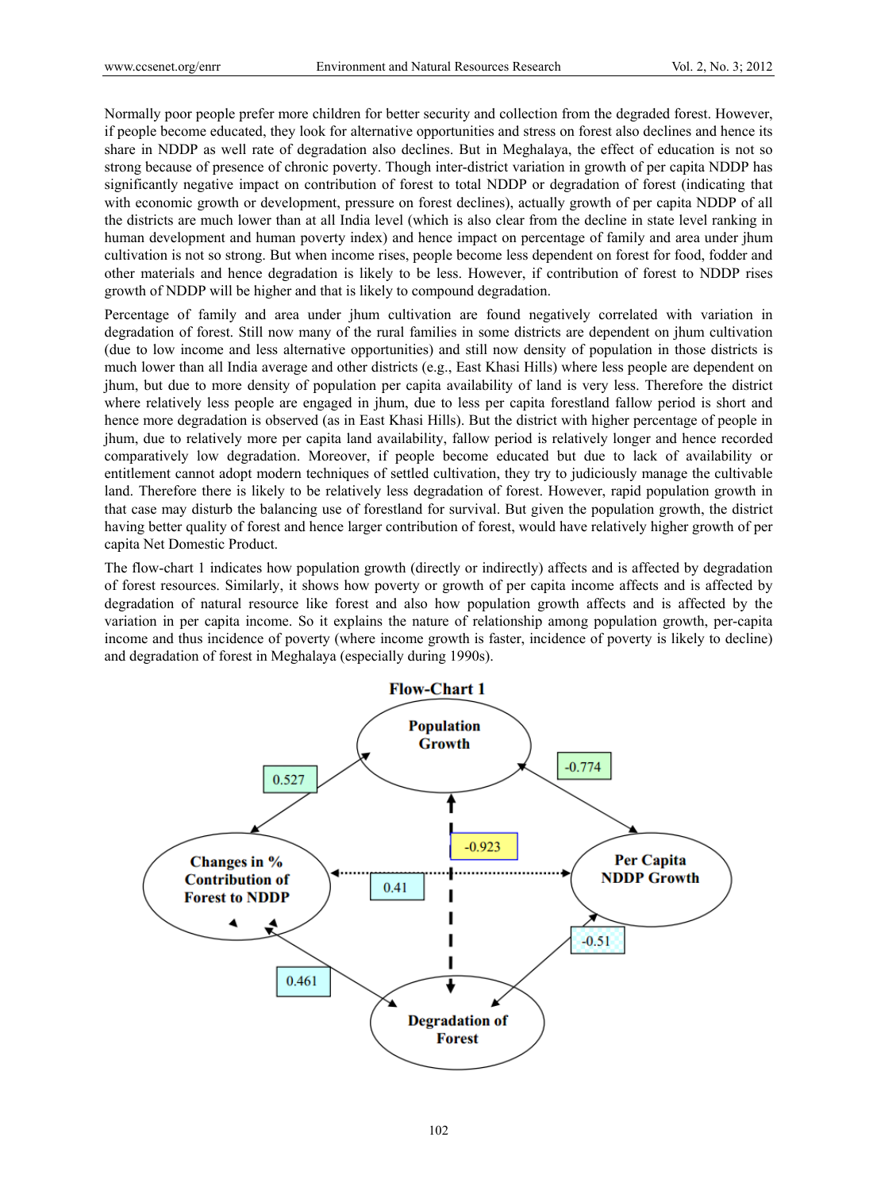Normally poor people prefer more children for better security and collection from the degraded forest. However, if people become educated, they look for alternative opportunities and stress on forest also declines and hence its share in NDDP as well rate of degradation also declines. But in Meghalaya, the effect of education is not so strong because of presence of chronic poverty. Though inter-district variation in growth of per capita NDDP has significantly negative impact on contribution of forest to total NDDP or degradation of forest (indicating that with economic growth or development, pressure on forest declines), actually growth of per capita NDDP of all the districts are much lower than at all India level (which is also clear from the decline in state level ranking in human development and human poverty index) and hence impact on percentage of family and area under jhum cultivation is not so strong. But when income rises, people become less dependent on forest for food, fodder and other materials and hence degradation is likely to be less. However, if contribution of forest to NDDP rises growth of NDDP will be higher and that is likely to compound degradation.

Percentage of family and area under jhum cultivation are found negatively correlated with variation in degradation of forest. Still now many of the rural families in some districts are dependent on jhum cultivation (due to low income and less alternative opportunities) and still now density of population in those districts is much lower than all India average and other districts (e.g., East Khasi Hills) where less people are dependent on jhum, but due to more density of population per capita availability of land is very less. Therefore the district where relatively less people are engaged in jhum, due to less per capita forestland fallow period is short and hence more degradation is observed (as in East Khasi Hills). But the district with higher percentage of people in jhum, due to relatively more per capita land availability, fallow period is relatively longer and hence recorded comparatively low degradation. Moreover, if people become educated but due to lack of availability or entitlement cannot adopt modern techniques of settled cultivation, they try to judiciously manage the cultivable land. Therefore there is likely to be relatively less degradation of forest. However, rapid population growth in that case may disturb the balancing use of forestland for survival. But given the population growth, the district having better quality of forest and hence larger contribution of forest, would have relatively higher growth of per capita Net Domestic Product.

The flow-chart 1 indicates how population growth (directly or indirectly) affects and is affected by degradation of forest resources. Similarly, it shows how poverty or growth of per capita income affects and is affected by degradation of natural resource like forest and also how population growth affects and is affected by the variation in per capita income. So it explains the nature of relationship among population growth, per-capita income and thus incidence of poverty (where income growth is faster, incidence of poverty is likely to decline) and degradation of forest in Meghalaya (especially during 1990s).

**Flow-Chart 1**

| Relationship | Coefficient |
|---|---|
| Population Growth ↔ Changes in % Contribution of Forest to NDDP | 0.527 |
| Population Growth ↔ Per Capita NDDP Growth | -0.774 |
| Population Growth ↔ Degradation of Forest | -0.923 |
| Changes in % Contribution of Forest to NDDP ↔ Per Capita NDDP Growth | 0.41 |
| Changes in % Contribution of Forest to NDDP ↔ Degradation of Forest | 0.461 |
| Per Capita NDDP Growth ↔ Degradation of Forest | -0.51 |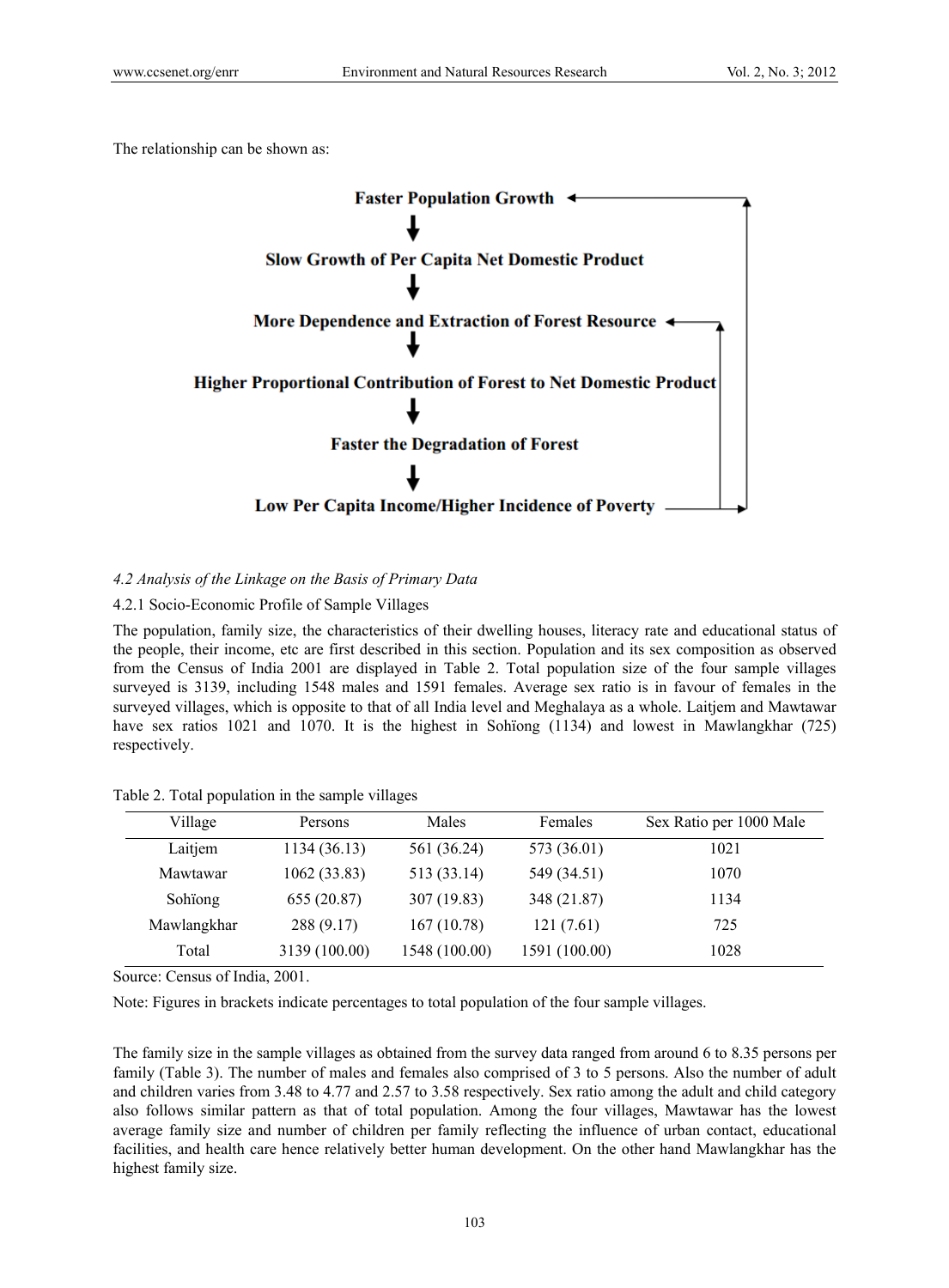The relationship can be shown as:

**Faster Population Growth**

↓

**Slow Growth of Per Capita Net Domestic Product**

↓

**More Dependence and Extraction of Forest Resource**

↓

**Higher Proportional Contribution of Forest to Net Domestic Product**

↓

**Faster the Degradation of Forest**

↓

**Low Per Capita Income/Higher Incidence of Poverty**

*4.2 Analysis of the Linkage on the Basis of Primary Data*

4.2.1 Socio-Economic Profile of Sample Villages

The population, family size, the characteristics of their dwelling houses, literacy rate and educational status of the people, their income, etc are first described in this section. Population and its sex composition as observed from the Census of India 2001 are displayed in Table 2. Total population size of the four sample villages surveyed is 3139, including 1548 males and 1591 females. Average sex ratio is in favour of females in the surveyed villages, which is opposite to that of all India level and Meghalaya as a whole. Laitjem and Mawtawar have sex ratios 1021 and 1070. It is the highest in Sohïong (1134) and lowest in Mawlangkhar (725) respectively.

Table 2. Total population in the sample villages

| Village | Persons | Males | Females | Sex Ratio per 1000 Male |
|---|---|---|---|---|
| Laitjem | 1134 (36.13) | 561 (36.24) | 573 (36.01) | 1021 |
| Mawtawar | 1062 (33.83) | 513 (33.14) | 549 (34.51) | 1070 |
| Sohïong | 655 (20.87) | 307 (19.83) | 348 (21.87) | 1134 |
| Mawlangkhar | 288 (9.17) | 167 (10.78) | 121 (7.61) | 725 |
| Total | 3139 (100.00) | 1548 (100.00) | 1591 (100.00) | 1028 |

Source: Census of India, 2001.

Note: Figures in brackets indicate percentages to total population of the four sample villages.

The family size in the sample villages as obtained from the survey data ranged from around 6 to 8.35 persons per family (Table 3). The number of males and females also comprised of 3 to 5 persons. Also the number of adult and children varies from 3.48 to 4.77 and 2.57 to 3.58 respectively. Sex ratio among the adult and child category also follows similar pattern as that of total population. Among the four villages, Mawtawar has the lowest average family size and number of children per family reflecting the influence of urban contact, educational facilities, and health care hence relatively better human development. On the other hand Mawlangkhar has the highest family size.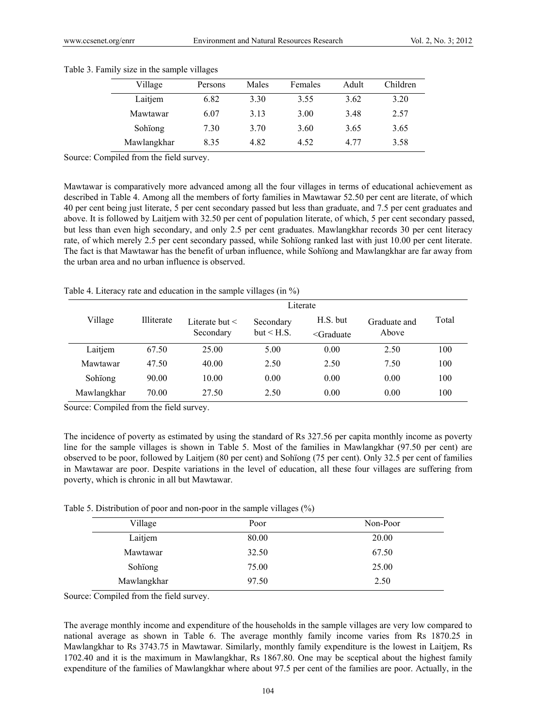Table 3. Family size in the sample villages

| Village | Persons | Males | Females | Adult | Children |
|---|---|---|---|---|---|
| Laitjem | 6.82 | 3.30 | 3.55 | 3.62 | 3.20 |
| Mawtawar | 6.07 | 3.13 | 3.00 | 3.48 | 2.57 |
| Sohïong | 7.30 | 3.70 | 3.60 | 3.65 | 3.65 |
| Mawlangkhar | 8.35 | 4.82 | 4.52 | 4.77 | 3.58 |

Source: Compiled from the field survey.

Mawtawar is comparatively more advanced among all the four villages in terms of educational achievement as described in Table 4. Among all the members of forty families in Mawtawar 52.50 per cent are literate, of which 40 per cent being just literate, 5 per cent secondary passed but less than graduate, and 7.5 per cent graduates and above. It is followed by Laitjem with 32.50 per cent of population literate, of which, 5 per cent secondary passed, but less than even high secondary, and only 2.5 per cent graduates. Mawlangkhar records 30 per cent literacy rate, of which merely 2.5 per cent secondary passed, while Sohïong ranked last with just 10.00 per cent literate. The fact is that Mawtawar has the benefit of urban influence, while Sohïong and Mawlangkhar are far away from the urban area and no urban influence is observed.

Table 4. Literacy rate and education in the sample villages (in %)

| Village | Illiterate | Literate | | | | Total |
|---|---|---|---|---|---|---|
| | | Literate but < Secondary | Secondary but < H.S. | H.S. but <Graduate | Graduate and Above | |
| Laitjem | 67.50 | 25.00 | 5.00 | 0.00 | 2.50 | 100 |
| Mawtawar | 47.50 | 40.00 | 2.50 | 2.50 | 7.50 | 100 |
| Sohïong | 90.00 | 10.00 | 0.00 | 0.00 | 0.00 | 100 |
| Mawlangkhar | 70.00 | 27.50 | 2.50 | 0.00 | 0.00 | 100 |

Source: Compiled from the field survey.

The incidence of poverty as estimated by using the standard of Rs 327.56 per capita monthly income as poverty line for the sample villages is shown in Table 5. Most of the families in Mawlangkhar (97.50 per cent) are observed to be poor, followed by Laitjem (80 per cent) and Sohïong (75 per cent). Only 32.5 per cent of families in Mawtawar are poor. Despite variations in the level of education, all these four villages are suffering from poverty, which is chronic in all but Mawtawar.

Table 5. Distribution of poor and non-poor in the sample villages (%)

| Village | Poor | Non-Poor |
|---|---|---|
| Laitjem | 80.00 | 20.00 |
| Mawtawar | 32.50 | 67.50 |
| Sohïong | 75.00 | 25.00 |
| Mawlangkhar | 97.50 | 2.50 |

Source: Compiled from the field survey.

The average monthly income and expenditure of the households in the sample villages are very low compared to national average as shown in Table 6. The average monthly family income varies from Rs 1870.25 in Mawlangkhar to Rs 3743.75 in Mawtawar. Similarly, monthly family expenditure is the lowest in Laitjem, Rs 1702.40 and it is the maximum in Mawlangkhar, Rs 1867.80. One may be sceptical about the highest family expenditure of the families of Mawlangkhar where about 97.5 per cent of the families are poor. Actually, in the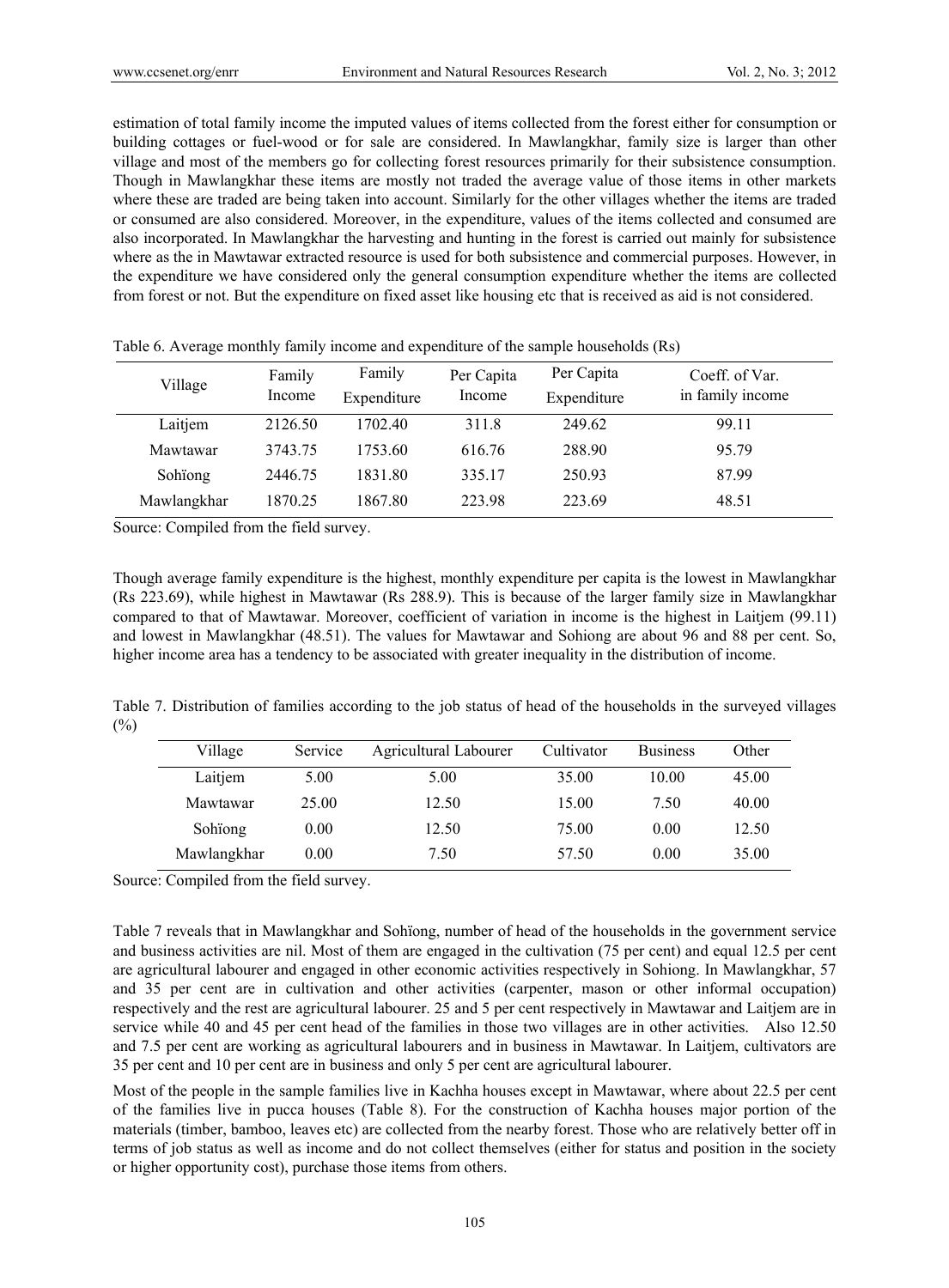estimation of total family income the imputed values of items collected from the forest either for consumption or building cottages or fuel-wood or for sale are considered. In Mawlangkhar, family size is larger than other village and most of the members go for collecting forest resources primarily for their subsistence consumption. Though in Mawlangkhar these items are mostly not traded the average value of those items in other markets where these are traded are being taken into account. Similarly for the other villages whether the items are traded or consumed are also considered. Moreover, in the expenditure, values of the items collected and consumed are also incorporated. In Mawlangkhar the harvesting and hunting in the forest is carried out mainly for subsistence where as the in Mawtawar extracted resource is used for both subsistence and commercial purposes. However, in the expenditure we have considered only the general consumption expenditure whether the items are collected from forest or not. But the expenditure on fixed asset like housing etc that is received as aid is not considered.

Table 6. Average monthly family income and expenditure of the sample households (Rs)

| Village | Family Income | Family Expenditure | Per Capita Income | Per Capita Expenditure | Coeff. of Var. in family income |
|---|---|---|---|---|---|
| Laitjem | 2126.50 | 1702.40 | 311.8 | 249.62 | 99.11 |
| Mawtawar | 3743.75 | 1753.60 | 616.76 | 288.90 | 95.79 |
| Sohïong | 2446.75 | 1831.80 | 335.17 | 250.93 | 87.99 |
| Mawlangkhar | 1870.25 | 1867.80 | 223.98 | 223.69 | 48.51 |

Source: Compiled from the field survey.

Though average family expenditure is the highest, monthly expenditure per capita is the lowest in Mawlangkhar (Rs 223.69), while highest in Mawtawar (Rs 288.9). This is because of the larger family size in Mawlangkhar compared to that of Mawtawar. Moreover, coefficient of variation in income is the highest in Laitjem (99.11) and lowest in Mawlangkhar (48.51). The values for Mawtawar and Sohiong are about 96 and 88 per cent. So, higher income area has a tendency to be associated with greater inequality in the distribution of income.

Table 7. Distribution of families according to the job status of head of the households in the surveyed villages (%)

| Village | Service | Agricultural Labourer | Cultivator | Business | Other |
|---|---|---|---|---|---|
| Laitjem | 5.00 | 5.00 | 35.00 | 10.00 | 45.00 |
| Mawtawar | 25.00 | 12.50 | 15.00 | 7.50 | 40.00 |
| Sohïong | 0.00 | 12.50 | 75.00 | 0.00 | 12.50 |
| Mawlangkhar | 0.00 | 7.50 | 57.50 | 0.00 | 35.00 |

Source: Compiled from the field survey.

Table 7 reveals that in Mawlangkhar and Sohïong, number of head of the households in the government service and business activities are nil. Most of them are engaged in the cultivation (75 per cent) and equal 12.5 per cent are agricultural labourer and engaged in other economic activities respectively in Sohiong. In Mawlangkhar, 57 and 35 per cent are in cultivation and other activities (carpenter, mason or other informal occupation) respectively and the rest are agricultural labourer. 25 and 5 per cent respectively in Mawtawar and Laitjem are in service while 40 and 45 per cent head of the families in those two villages are in other activities. Also 12.50 and 7.5 per cent are working as agricultural labourers and in business in Mawtawar. In Laitjem, cultivators are 35 per cent and 10 per cent are in business and only 5 per cent are agricultural labourer.

Most of the people in the sample families live in Kachha houses except in Mawtawar, where about 22.5 per cent of the families live in pucca houses (Table 8). For the construction of Kachha houses major portion of the materials (timber, bamboo, leaves etc) are collected from the nearby forest. Those who are relatively better off in terms of job status as well as income and do not collect themselves (either for status and position in the society or higher opportunity cost), purchase those items from others.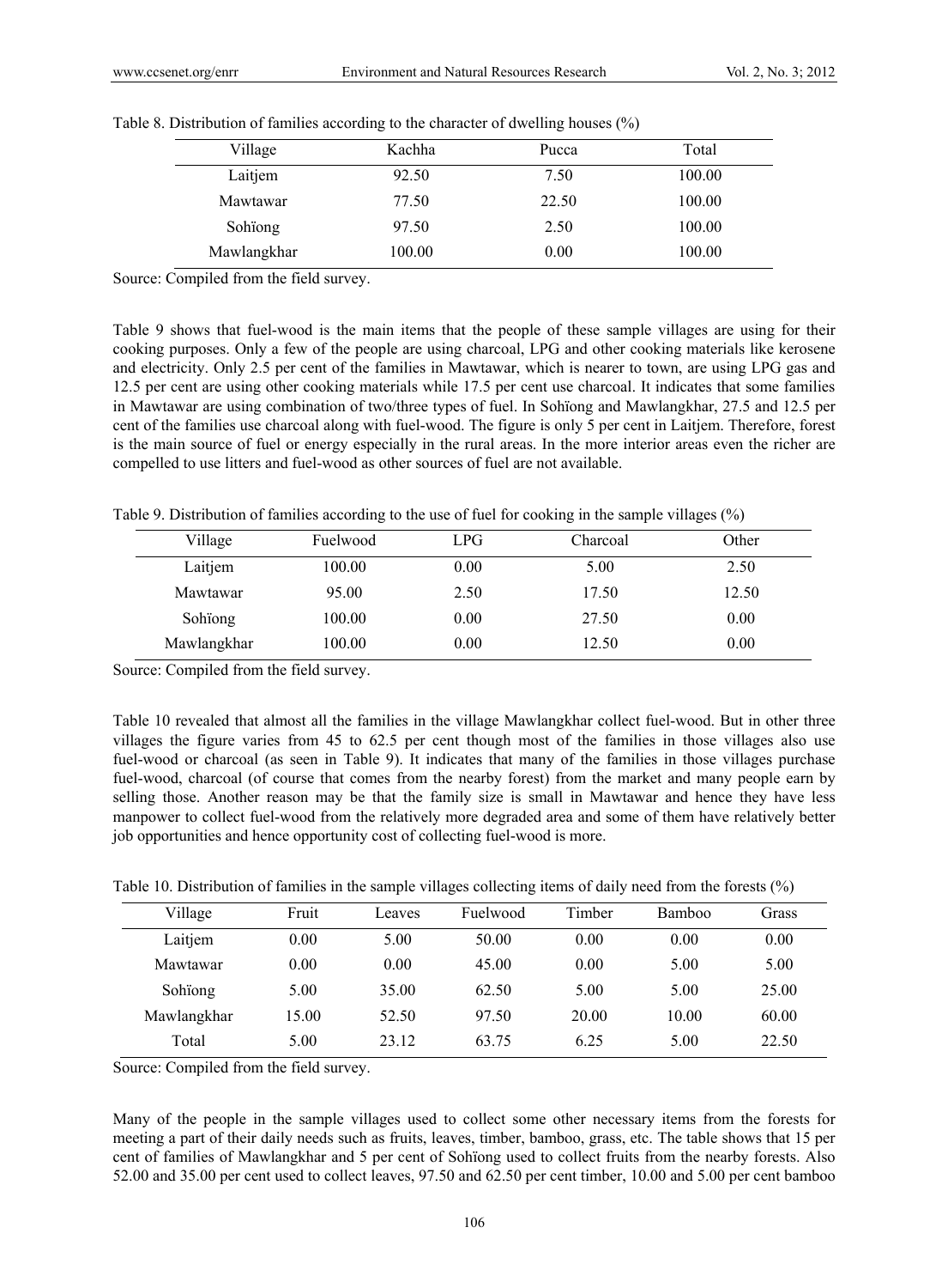Table 8. Distribution of families according to the character of dwelling houses (%)

| Village | Kachha | Pucca | Total |
|---|---|---|---|
| Laitjem | 92.50 | 7.50 | 100.00 |
| Mawtawar | 77.50 | 22.50 | 100.00 |
| Sohïong | 97.50 | 2.50 | 100.00 |
| Mawlangkhar | 100.00 | 0.00 | 100.00 |

Source: Compiled from the field survey.

Table 9 shows that fuel-wood is the main items that the people of these sample villages are using for their cooking purposes. Only a few of the people are using charcoal, LPG and other cooking materials like kerosene and electricity. Only 2.5 per cent of the families in Mawtawar, which is nearer to town, are using LPG gas and 12.5 per cent are using other cooking materials while 17.5 per cent use charcoal. It indicates that some families in Mawtawar are using combination of two/three types of fuel. In Sohïong and Mawlangkhar, 27.5 and 12.5 per cent of the families use charcoal along with fuel-wood. The figure is only 5 per cent in Laitjem. Therefore, forest is the main source of fuel or energy especially in the rural areas. In the more interior areas even the richer are compelled to use litters and fuel-wood as other sources of fuel are not available.

Table 9. Distribution of families according to the use of fuel for cooking in the sample villages (%)

| Village | Fuelwood | LPG | Charcoal | Other |
|---|---|---|---|---|
| Laitjem | 100.00 | 0.00 | 5.00 | 2.50 |
| Mawtawar | 95.00 | 2.50 | 17.50 | 12.50 |
| Sohïong | 100.00 | 0.00 | 27.50 | 0.00 |
| Mawlangkhar | 100.00 | 0.00 | 12.50 | 0.00 |

Source: Compiled from the field survey.

Table 10 revealed that almost all the families in the village Mawlangkhar collect fuel-wood. But in other three villages the figure varies from 45 to 62.5 per cent though most of the families in those villages also use fuel-wood or charcoal (as seen in Table 9). It indicates that many of the families in those villages purchase fuel-wood, charcoal (of course that comes from the nearby forest) from the market and many people earn by selling those. Another reason may be that the family size is small in Mawtawar and hence they have less manpower to collect fuel-wood from the relatively more degraded area and some of them have relatively better job opportunities and hence opportunity cost of collecting fuel-wood is more.

Table 10. Distribution of families in the sample villages collecting items of daily need from the forests (%)

| Village | Fruit | Leaves | Fuelwood | Timber | Bamboo | Grass |
|---|---|---|---|---|---|---|
| Laitjem | 0.00 | 5.00 | 50.00 | 0.00 | 0.00 | 0.00 |
| Mawtawar | 0.00 | 0.00 | 45.00 | 0.00 | 5.00 | 5.00 |
| Sohïong | 5.00 | 35.00 | 62.50 | 5.00 | 5.00 | 25.00 |
| Mawlangkhar | 15.00 | 52.50 | 97.50 | 20.00 | 10.00 | 60.00 |
| Total | 5.00 | 23.12 | 63.75 | 6.25 | 5.00 | 22.50 |

Source: Compiled from the field survey.

Many of the people in the sample villages used to collect some other necessary items from the forests for meeting a part of their daily needs such as fruits, leaves, timber, bamboo, grass, etc. The table shows that 15 per cent of families of Mawlangkhar and 5 per cent of Sohïong used to collect fruits from the nearby forests. Also 52.00 and 35.00 per cent used to collect leaves, 97.50 and 62.50 per cent timber, 10.00 and 5.00 per cent bamboo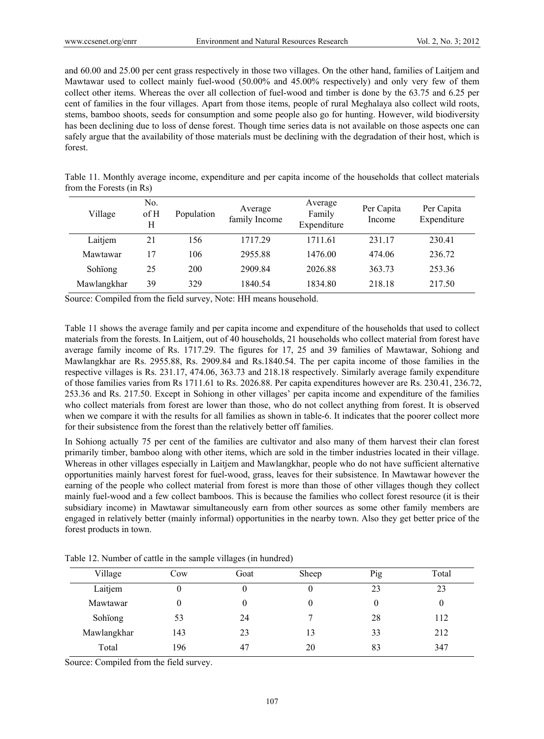and 60.00 and 25.00 per cent grass respectively in those two villages. On the other hand, families of Laitjem and Mawtawar used to collect mainly fuel-wood (50.00% and 45.00% respectively) and only very few of them collect other items. Whereas the over all collection of fuel-wood and timber is done by the 63.75 and 6.25 per cent of families in the four villages. Apart from those items, people of rural Meghalaya also collect wild roots, stems, bamboo shoots, seeds for consumption and some people also go for hunting. However, wild biodiversity has been declining due to loss of dense forest. Though time series data is not available on those aspects one can safely argue that the availability of those materials must be declining with the degradation of their host, which is forest.

Table 11. Monthly average income, expenditure and per capita income of the households that collect materials from the Forests (in Rs)

| Village | No. of HH | Population | Average family Income | Average Family Expenditure | Per Capita Income | Per Capita Expenditure |
|---|---|---|---|---|---|---|
| Laitjem | 21 | 156 | 1717.29 | 1711.61 | 231.17 | 230.41 |
| Mawtawar | 17 | 106 | 2955.88 | 1476.00 | 474.06 | 236.72 |
| Sohïong | 25 | 200 | 2909.84 | 2026.88 | 363.73 | 253.36 |
| Mawlangkhar | 39 | 329 | 1840.54 | 1834.80 | 218.18 | 217.50 |

Source: Compiled from the field survey, Note: HH means household.

Table 11 shows the average family and per capita income and expenditure of the households that used to collect materials from the forests. In Laitjem, out of 40 households, 21 households who collect material from forest have average family income of Rs. 1717.29. The figures for 17, 25 and 39 families of Mawtawar, Sohiong and Mawlangkhar are Rs. 2955.88, Rs. 2909.84 and Rs.1840.54. The per capita income of those families in the respective villages is Rs. 231.17, 474.06, 363.73 and 218.18 respectively. Similarly average family expenditure of those families varies from Rs 1711.61 to Rs. 2026.88. Per capita expenditures however are Rs. 230.41, 236.72, 253.36 and Rs. 217.50. Except in Sohiong in other villages' per capita income and expenditure of the families who collect materials from forest are lower than those, who do not collect anything from forest. It is observed when we compare it with the results for all families as shown in table-6. It indicates that the poorer collect more for their subsistence from the forest than the relatively better off families.

In Sohiong actually 75 per cent of the families are cultivator and also many of them harvest their clan forest primarily timber, bamboo along with other items, which are sold in the timber industries located in their village. Whereas in other villages especially in Laitjem and Mawlangkhar, people who do not have sufficient alternative opportunities mainly harvest forest for fuel-wood, grass, leaves for their subsistence. In Mawtawar however the earning of the people who collect material from forest is more than those of other villages though they collect mainly fuel-wood and a few collect bamboos. This is because the families who collect forest resource (it is their subsidiary income) in Mawtawar simultaneously earn from other sources as some other family members are engaged in relatively better (mainly informal) opportunities in the nearby town. Also they get better price of the forest products in town.

Table 12. Number of cattle in the sample villages (in hundred)

| Village | Cow | Goat | Sheep | Pig | Total |
|---|---|---|---|---|---|
| Laitjem | 0 | 0 | 0 | 23 | 23 |
| Mawtawar | 0 | 0 | 0 | 0 | 0 |
| Sohïong | 53 | 24 | 7 | 28 | 112 |
| Mawlangkhar | 143 | 23 | 13 | 33 | 212 |
| Total | 196 | 47 | 20 | 83 | 347 |

Source: Compiled from the field survey.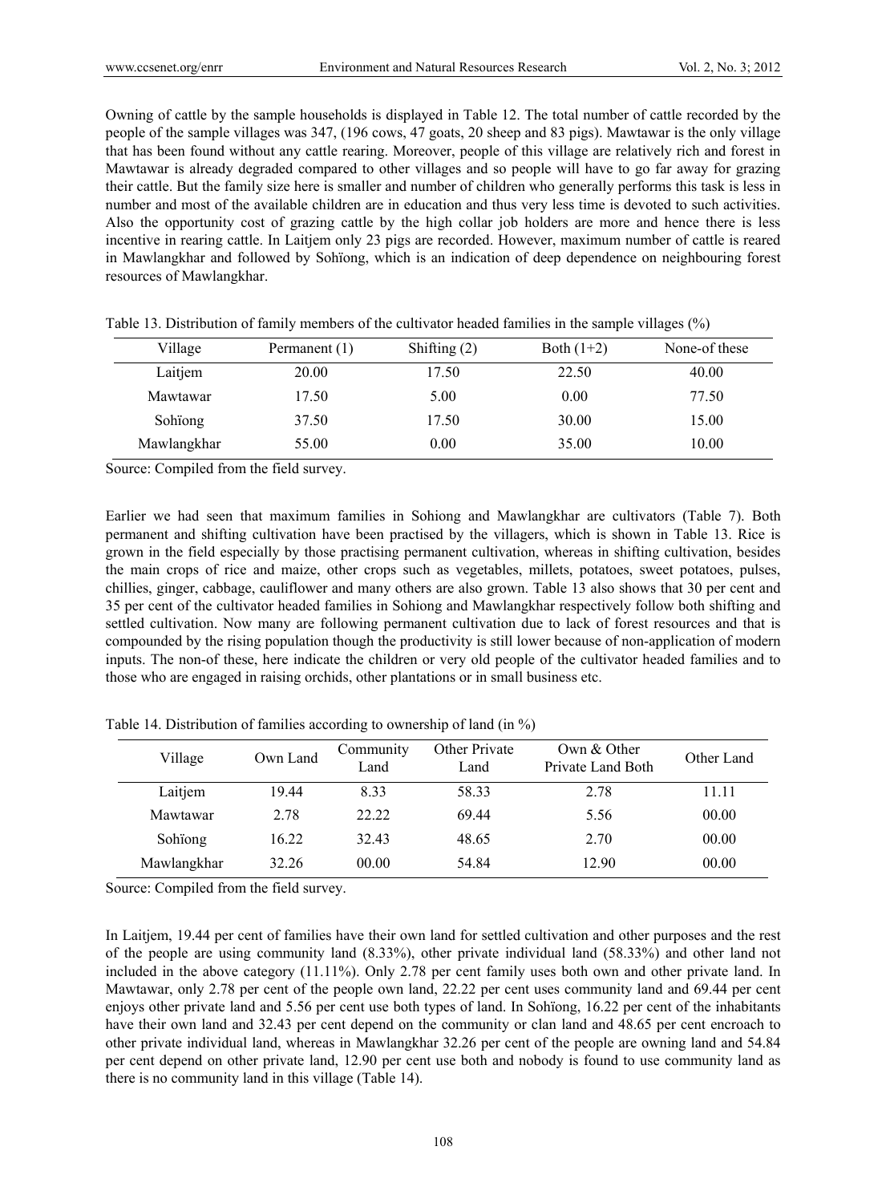Owning of cattle by the sample households is displayed in Table 12. The total number of cattle recorded by the people of the sample villages was 347, (196 cows, 47 goats, 20 sheep and 83 pigs). Mawtawar is the only village that has been found without any cattle rearing. Moreover, people of this village are relatively rich and forest in Mawtawar is already degraded compared to other villages and so people will have to go far away for grazing their cattle. But the family size here is smaller and number of children who generally performs this task is less in number and most of the available children are in education and thus very less time is devoted to such activities. Also the opportunity cost of grazing cattle by the high collar job holders are more and hence there is less incentive in rearing cattle. In Laitjem only 23 pigs are recorded. However, maximum number of cattle is reared in Mawlangkhar and followed by Sohïong, which is an indication of deep dependence on neighbouring forest resources of Mawlangkhar.

Table 13. Distribution of family members of the cultivator headed families in the sample villages (%)

| Village | Permanent (1) | Shifting (2) | Both (1+2) | None-of these |
|---|---|---|---|---|
| Laitjem | 20.00 | 17.50 | 22.50 | 40.00 |
| Mawtawar | 17.50 | 5.00 | 0.00 | 77.50 |
| Sohïong | 37.50 | 17.50 | 30.00 | 15.00 |
| Mawlangkhar | 55.00 | 0.00 | 35.00 | 10.00 |

Source: Compiled from the field survey.

Earlier we had seen that maximum families in Sohiong and Mawlangkhar are cultivators (Table 7). Both permanent and shifting cultivation have been practised by the villagers, which is shown in Table 13. Rice is grown in the field especially by those practising permanent cultivation, whereas in shifting cultivation, besides the main crops of rice and maize, other crops such as vegetables, millets, potatoes, sweet potatoes, pulses, chillies, ginger, cabbage, cauliflower and many others are also grown. Table 13 also shows that 30 per cent and 35 per cent of the cultivator headed families in Sohiong and Mawlangkhar respectively follow both shifting and settled cultivation. Now many are following permanent cultivation due to lack of forest resources and that is compounded by the rising population though the productivity is still lower because of non-application of modern inputs. The non-of these, here indicate the children or very old people of the cultivator headed families and to those who are engaged in raising orchids, other plantations or in small business etc.

Table 14. Distribution of families according to ownership of land (in %)

| Village | Own Land | Community Land | Other Private Land | Own & Other Private Land Both | Other Land |
|---|---|---|---|---|---|
| Laitjem | 19.44 | 8.33 | 58.33 | 2.78 | 11.11 |
| Mawtawar | 2.78 | 22.22 | 69.44 | 5.56 | 00.00 |
| Sohïong | 16.22 | 32.43 | 48.65 | 2.70 | 00.00 |
| Mawlangkhar | 32.26 | 00.00 | 54.84 | 12.90 | 00.00 |

Source: Compiled from the field survey.

In Laitjem, 19.44 per cent of families have their own land for settled cultivation and other purposes and the rest of the people are using community land (8.33%), other private individual land (58.33%) and other land not included in the above category (11.11%). Only 2.78 per cent family uses both own and other private land. In Mawtawar, only 2.78 per cent of the people own land, 22.22 per cent uses community land and 69.44 per cent enjoys other private land and 5.56 per cent use both types of land. In Sohïong, 16.22 per cent of the inhabitants have their own land and 32.43 per cent depend on the community or clan land and 48.65 per cent encroach to other private individual land, whereas in Mawlangkhar 32.26 per cent of the people are owning land and 54.84 per cent depend on other private land, 12.90 per cent use both and nobody is found to use community land as there is no community land in this village (Table 14).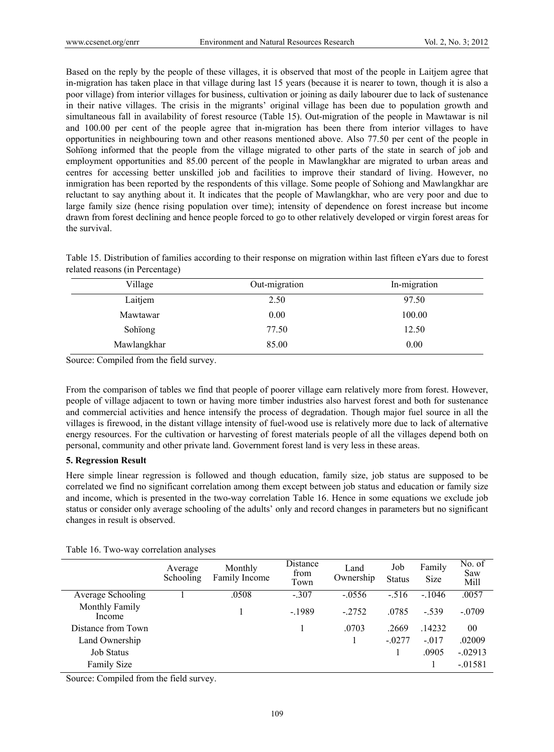Based on the reply by the people of these villages, it is observed that most of the people in Laitjem agree that in-migration has taken place in that village during last 15 years (because it is nearer to town, though it is also a poor village) from interior villages for business, cultivation or joining as daily labourer due to lack of sustenance in their native villages. The crisis in the migrants' original village has been due to population growth and simultaneous fall in availability of forest resource (Table 15). Out-migration of the people in Mawtawar is nil and 100.00 per cent of the people agree that in-migration has been there from interior villages to have opportunities in neighbouring town and other reasons mentioned above. Also 77.50 per cent of the people in Sohïong informed that the people from the village migrated to other parts of the state in search of job and employment opportunities and 85.00 percent of the people in Mawlangkhar are migrated to urban areas and centres for accessing better unskilled job and facilities to improve their standard of living. However, no inmigration has been reported by the respondents of this village. Some people of Sohiong and Mawlangkhar are reluctant to say anything about it. It indicates that the people of Mawlangkhar, who are very poor and due to large family size (hence rising population over time); intensity of dependence on forest increase but income drawn from forest declining and hence people forced to go to other relatively developed or virgin forest areas for the survival.

Table 15. Distribution of families according to their response on migration within last fifteen eYars due to forest related reasons (in Percentage)

| Village | Out-migration | In-migration |
|---|---|---|
| Laitjem | 2.50 | 97.50 |
| Mawtawar | 0.00 | 100.00 |
| Sohïong | 77.50 | 12.50 |
| Mawlangkhar | 85.00 | 0.00 |

Source: Compiled from the field survey.

From the comparison of tables we find that people of poorer village earn relatively more from forest. However, people of village adjacent to town or having more timber industries also harvest forest and both for sustenance and commercial activities and hence intensify the process of degradation. Though major fuel source in all the villages is firewood, in the distant village intensity of fuel-wood use is relatively more due to lack of alternative energy resources. For the cultivation or harvesting of forest materials people of all the villages depend both on personal, community and other private land. Government forest land is very less in these areas.

## 5. Regression Result

Here simple linear regression is followed and though education, family size, job status are supposed to be correlated we find no significant correlation among them except between job status and education or family size and income, which is presented in the two-way correlation Table 16. Hence in some equations we exclude job status or consider only average schooling of the adults' only and record changes in parameters but no significant changes in result is observed.

Table 16. Two-way correlation analyses

| | Average Schooling | Monthly Family Income | Distance from Town | Land Ownership | Job Status | Family Size | No. of Saw Mill |
|---|---|---|---|---|---|---|---|
| Average Schooling | 1 | .0508 | -.307 | -.0556 | -.516 | -.1046 | .0057 |
| Monthly Family Income | | 1 | -.1989 | -.2752 | .0785 | -.539 | -.0709 |
| Distance from Town | | | 1 | .0703 | .2669 | .14232 | 00 |
| Land Ownership | | | | 1 | -.0277 | -.017 | .02009 |
| Job Status | | | | | 1 | .0905 | -.02913 |
| Family Size | | | | | | 1 | -.01581 |

Source: Compiled from the field survey.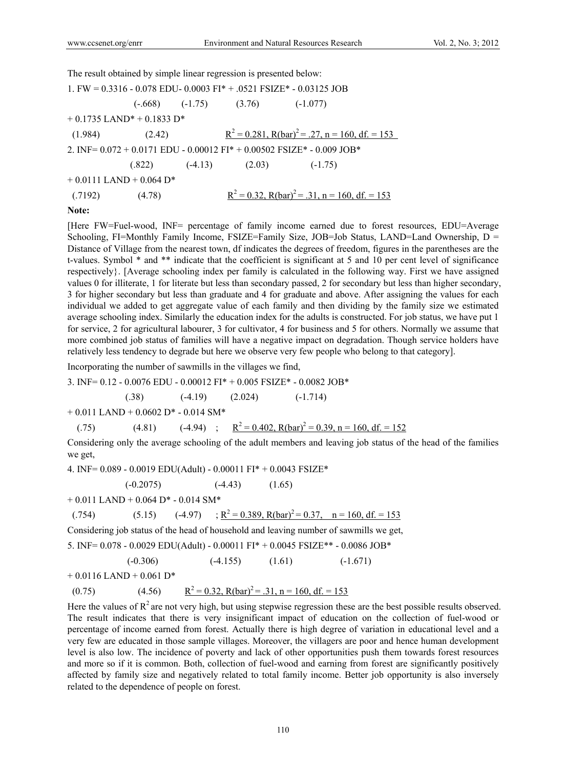The result obtained by simple linear regression is presented below:

$$1.\ FW = 0.3316 - 0.078\,EDU - 0.0003\,FI^{*} + .0521\,FSIZE^{*} - 0.03125\,JOB + 0.1735\,LAND^{*} + 0.1833\,D^{*}$$

$$(-.668)\quad(-1.75)\quad(3.76)\quad(-1.077)\quad(1.984)\quad(2.42)$$

$R^2 = 0.281$, $\bar{R}^2 = .27$, $n = 160$, df. $= 153$

$$2.\ INF = 0.072 + 0.0171\,EDU - 0.00012\,FI^{*} + 0.00502\,FSIZE^{*} - 0.009\,JOB^{*} + 0.0111\,LAND + 0.064\,D^{*}$$

$$(.822)\quad(-4.13)\quad(2.03)\quad(-1.75)\quad(.7192)\quad(4.78)$$

$R^2 = 0.32$, $\bar{R}^2 = .31$, $n = 160$, df. $= 153$

**Note:**

[Here FW=Fuel-wood, INF= percentage of family income earned due to forest resources, EDU=Average Schooling, FI=Monthly Family Income, FSIZE=Family Size, JOB=Job Status, LAND=Land Ownership, D = Distance of Village from the nearest town, df indicates the degrees of freedom, figures in the parentheses are the t-values. Symbol * and ** indicate that the coefficient is significant at 5 and 10 per cent level of significance respectively}. [Average schooling index per family is calculated in the following way. First we have assigned values 0 for illiterate, 1 for literate but less than secondary passed, 2 for secondary but less than higher secondary, 3 for higher secondary but less than graduate and 4 for graduate and above. After assigning the values for each individual we added to get aggregate value of each family and then dividing by the family size we estimated average schooling index. Similarly the education index for the adults is constructed. For job status, we have put 1 for service, 2 for agricultural labourer, 3 for cultivator, 4 for business and 5 for others. Normally we assume that more combined job status of families will have a negative impact on degradation. Though service holders have relatively less tendency to degrade but here we observe very few people who belong to that category].

Incorporating the number of sawmills in the villages we find,

$$3.\ INF = 0.12 - 0.0076\,EDU - 0.00012\,FI^{*} + 0.005\,FSIZE^{*} - 0.0082\,JOB^{*} + 0.011\,LAND + 0.0602\,D^{*} - 0.014\,SM^{*}$$

$$(.38)\quad(-4.19)\quad(2.024)\quad(-1.714)\quad(.75)\quad(4.81)\quad(-4.94)$$

$R^2 = 0.402$, $\bar{R}^2 = 0.39$, $n = 160$, df. $= 152$

Considering only the average schooling of the adult members and leaving job status of the head of the families we get,

$$4.\ INF = 0.089 - 0.0019\,EDU(Adult) - 0.00011\,FI^{*} + 0.0043\,FSIZE^{*} + 0.011\,LAND + 0.064\,D^{*} - 0.014\,SM^{*}$$

$$(-0.2075)\quad(-4.43)\quad(1.65)\quad(.754)\quad(5.15)\quad(-4.97)$$

$R^2 = 0.389$, $\bar{R}^2 = 0.37$, $n = 160$, df. $= 153$

Considering job status of the head of household and leaving number of sawmills we get,

$$5.\ INF = 0.078 - 0.0029\,EDU(Adult) - 0.00011\,FI^{*} + 0.0045\,FSIZE^{**} - 0.0086\,JOB^{*} + 0.0116\,LAND + 0.061\,D^{*}$$

$$(-0.306)\quad(-4.155)\quad(1.61)\quad(-1.671)\quad(0.75)\quad(4.56)$$

$R^2 = 0.32$, $\bar{R}^2 = .31$, $n = 160$, df. $= 153$

Here the values of $R^2$ are not very high, but using stepwise regression these are the best possible results observed. The result indicates that there is very insignificant impact of education on the collection of fuel-wood or percentage of income earned from forest. Actually there is high degree of variation in educational level and a very few are educated in those sample villages. Moreover, the villagers are poor and hence human development level is also low. The incidence of poverty and lack of other opportunities push them towards forest resources and more so if it is common. Both, collection of fuel-wood and earning from forest are significantly positively affected by family size and negatively related to total family income. Better job opportunity is also inversely related to the dependence of people on forest.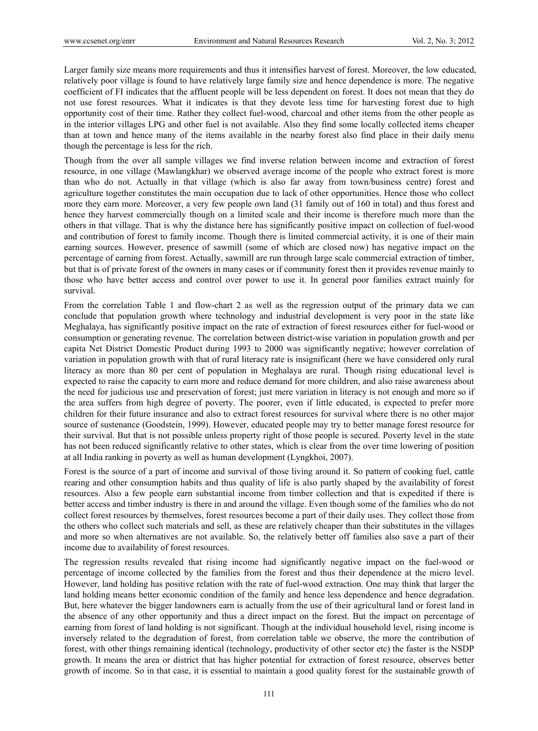Larger family size means more requirements and thus it intensifies harvest of forest. Moreover, the low educated, relatively poor village is found to have relatively large family size and hence dependence is more. The negative coefficient of FI indicates that the affluent people will be less dependent on forest. It does not mean that they do not use forest resources. What it indicates is that they devote less time for harvesting forest due to high opportunity cost of their time. Rather they collect fuel-wood, charcoal and other items from the other people as in the interior villages LPG and other fuel is not available. Also they find some locally collected items cheaper than at town and hence many of the items available in the nearby forest also find place in their daily menu though the percentage is less for the rich.

Though from the over all sample villages we find inverse relation between income and extraction of forest resource, in one village (Mawlangkhar) we observed average income of the people who extract forest is more than who do not. Actually in that village (which is also far away from town/business centre) forest and agriculture together constitutes the main occupation due to lack of other opportunities. Hence those who collect more they earn more. Moreover, a very few people own land (31 family out of 160 in total) and thus forest and hence they harvest commercially though on a limited scale and their income is therefore much more than the others in that village. That is why the distance here has significantly positive impact on collection of fuel-wood and contribution of forest to family income. Though there is limited commercial activity, it is one of their main earning sources. However, presence of sawmill (some of which are closed now) has negative impact on the percentage of earning from forest. Actually, sawmill are run through large scale commercial extraction of timber, but that is of private forest of the owners in many cases or if community forest then it provides revenue mainly to those who have better access and control over power to use it. In general poor families extract mainly for survival.

From the correlation Table 1 and flow-chart 2 as well as the regression output of the primary data we can conclude that population growth where technology and industrial development is very poor in the state like Meghalaya, has significantly positive impact on the rate of extraction of forest resources either for fuel-wood or consumption or generating revenue. The correlation between district-wise variation in population growth and per capita Net District Domestic Product during 1993 to 2000 was significantly negative; however correlation of variation in population growth with that of rural literacy rate is insignificant (here we have considered only rural literacy as more than 80 per cent of population in Meghalaya are rural. Though rising educational level is expected to raise the capacity to earn more and reduce demand for more children, and also raise awareness about the need for judicious use and preservation of forest; just mere variation in literacy is not enough and more so if the area suffers from high degree of poverty. The poorer, even if little educated, is expected to prefer more children for their future insurance and also to extract forest resources for survival where there is no other major source of sustenance (Goodstein, 1999). However, educated people may try to better manage forest resource for their survival. But that is not possible unless property right of those people is secured. Poverty level in the state has not been reduced significantly relative to other states, which is clear from the over time lowering of position at all India ranking in poverty as well as human development (Lyngkhoi, 2007).

Forest is the source of a part of income and survival of those living around it. So pattern of cooking fuel, cattle rearing and other consumption habits and thus quality of life is also partly shaped by the availability of forest resources. Also a few people earn substantial income from timber collection and that is expedited if there is better access and timber industry is there in and around the village. Even though some of the families who do not collect forest resources by themselves, forest resources become a part of their daily uses. They collect those from the others who collect such materials and sell, as these are relatively cheaper than their substitutes in the villages and more so when alternatives are not available. So, the relatively better off families also save a part of their income due to availability of forest resources.

The regression results revealed that rising income had significantly negative impact on the fuel-wood or percentage of income collected by the families from the forest and thus their dependence at the micro level. However, land holding has positive relation with the rate of fuel-wood extraction. One may think that larger the land holding means better economic condition of the family and hence less dependence and hence degradation. But, here whatever the bigger landowners earn is actually from the use of their agricultural land or forest land in the absence of any other opportunity and thus a direct impact on the forest. But the impact on percentage of earning from forest of land holding is not significant. Though at the individual household level, rising income is inversely related to the degradation of forest, from correlation table we observe, the more the contribution of forest, with other things remaining identical (technology, productivity of other sector etc) the faster is the NSDP growth. It means the area or district that has higher potential for extraction of forest resource, observes better growth of income. So in that case, it is essential to maintain a good quality forest for the sustainable growth of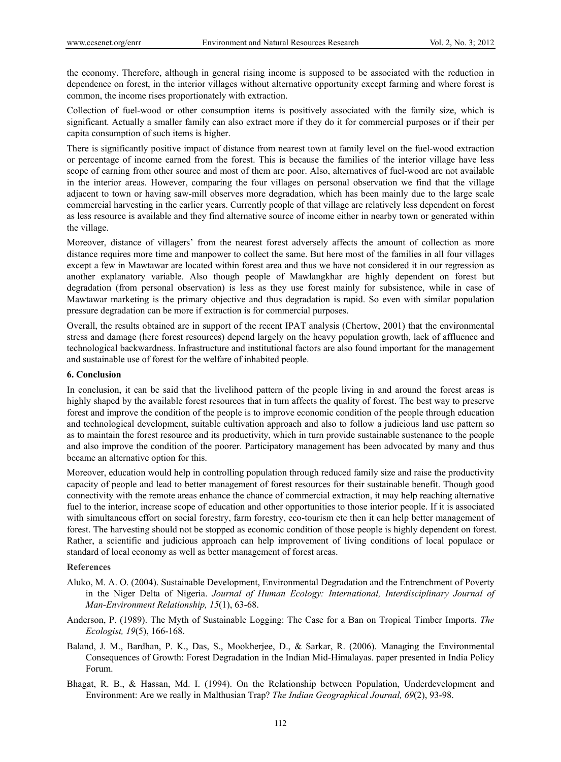the economy. Therefore, although in general rising income is supposed to be associated with the reduction in dependence on forest, in the interior villages without alternative opportunity except farming and where forest is common, the income rises proportionately with extraction.

Collection of fuel-wood or other consumption items is positively associated with the family size, which is significant. Actually a smaller family can also extract more if they do it for commercial purposes or if their per capita consumption of such items is higher.

There is significantly positive impact of distance from nearest town at family level on the fuel-wood extraction or percentage of income earned from the forest. This is because the families of the interior village have less scope of earning from other source and most of them are poor. Also, alternatives of fuel-wood are not available in the interior areas. However, comparing the four villages on personal observation we find that the village adjacent to town or having saw-mill observes more degradation, which has been mainly due to the large scale commercial harvesting in the earlier years. Currently people of that village are relatively less dependent on forest as less resource is available and they find alternative source of income either in nearby town or generated within the village.

Moreover, distance of villagers' from the nearest forest adversely affects the amount of collection as more distance requires more time and manpower to collect the same. But here most of the families in all four villages except a few in Mawtawar are located within forest area and thus we have not considered it in our regression as another explanatory variable. Also though people of Mawlangkhar are highly dependent on forest but degradation (from personal observation) is less as they use forest mainly for subsistence, while in case of Mawtawar marketing is the primary objective and thus degradation is rapid. So even with similar population pressure degradation can be more if extraction is for commercial purposes.

Overall, the results obtained are in support of the recent IPAT analysis (Chertow, 2001) that the environmental stress and damage (here forest resources) depend largely on the heavy population growth, lack of affluence and technological backwardness. Infrastructure and institutional factors are also found important for the management and sustainable use of forest for the welfare of inhabited people.

## 6. Conclusion

In conclusion, it can be said that the livelihood pattern of the people living in and around the forest areas is highly shaped by the available forest resources that in turn affects the quality of forest. The best way to preserve forest and improve the condition of the people is to improve economic condition of the people through education and technological development, suitable cultivation approach and also to follow a judicious land use pattern so as to maintain the forest resource and its productivity, which in turn provide sustainable sustenance to the people and also improve the condition of the poorer. Participatory management has been advocated by many and thus became an alternative option for this.

Moreover, education would help in controlling population through reduced family size and raise the productivity capacity of people and lead to better management of forest resources for their sustainable benefit. Though good connectivity with the remote areas enhance the chance of commercial extraction, it may help reaching alternative fuel to the interior, increase scope of education and other opportunities to those interior people. If it is associated with simultaneous effort on social forestry, farm forestry, eco-tourism etc then it can help better management of forest. The harvesting should not be stopped as economic condition of those people is highly dependent on forest. Rather, a scientific and judicious approach can help improvement of living conditions of local populace or standard of local economy as well as better management of forest areas.

### References

Aluko, M. A. O. (2004). Sustainable Development, Environmental Degradation and the Entrenchment of Poverty in the Niger Delta of Nigeria. *Journal of Human Ecology: International, Interdisciplinary Journal of Man-Environment Relationship, 15*(1), 63-68.

Anderson, P. (1989). The Myth of Sustainable Logging: The Case for a Ban on Tropical Timber Imports. *The Ecologist, 19*(5), 166-168.

Baland, J. M., Bardhan, P. K., Das, S., Mookherjee, D., & Sarkar, R. (2006). Managing the Environmental Consequences of Growth: Forest Degradation in the Indian Mid-Himalayas. paper presented in India Policy Forum.

Bhagat, R. B., & Hassan, Md. I. (1994). On the Relationship between Population, Underdevelopment and Environment: Are we really in Malthusian Trap? *The Indian Geographical Journal, 69*(2), 93-98.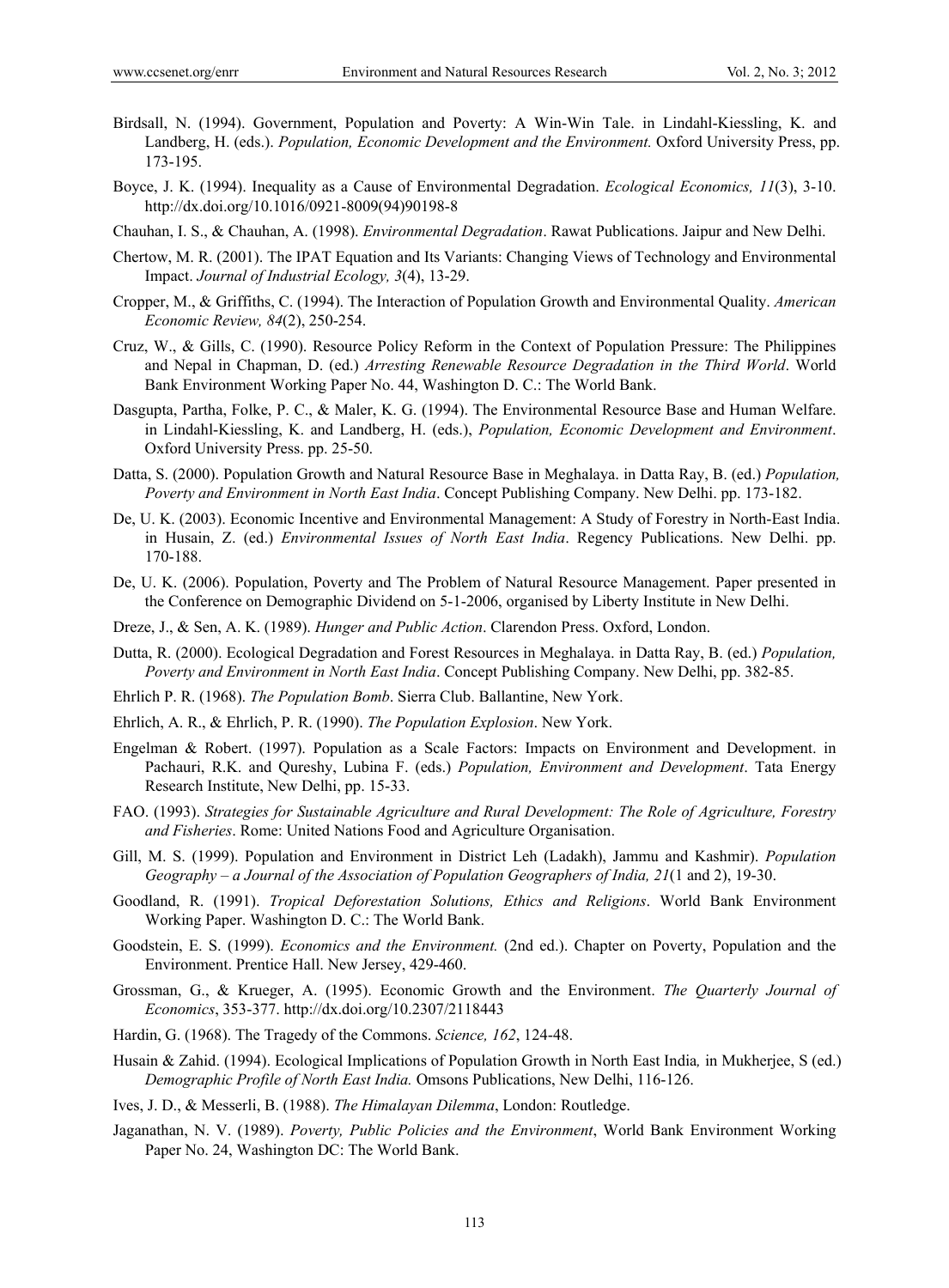Birdsall, N. (1994). Government, Population and Poverty: A Win-Win Tale. in Lindahl-Kiessling, K. and Landberg, H. (eds.). *Population, Economic Development and the Environment.* Oxford University Press, pp. 173-195.

Boyce, J. K. (1994). Inequality as a Cause of Environmental Degradation. *Ecological Economics, 11*(3), 3-10. http://dx.doi.org/10.1016/0921-8009(94)90198-8

Chauhan, I. S., & Chauhan, A. (1998). *Environmental Degradation*. Rawat Publications. Jaipur and New Delhi.

Chertow, M. R. (2001). The IPAT Equation and Its Variants: Changing Views of Technology and Environmental Impact. *Journal of Industrial Ecology, 3*(4), 13-29.

Cropper, M., & Griffiths, C. (1994). The Interaction of Population Growth and Environmental Quality. *American Economic Review, 84*(2), 250-254.

Cruz, W., & Gills, C. (1990). Resource Policy Reform in the Context of Population Pressure: The Philippines and Nepal in Chapman, D. (ed.) *Arresting Renewable Resource Degradation in the Third World*. World Bank Environment Working Paper No. 44, Washington D. C.: The World Bank.

Dasgupta, Partha, Folke, P. C., & Maler, K. G. (1994). The Environmental Resource Base and Human Welfare. in Lindahl-Kiessling, K. and Landberg, H. (eds.), *Population, Economic Development and Environment*. Oxford University Press. pp. 25-50.

Datta, S. (2000). Population Growth and Natural Resource Base in Meghalaya. in Datta Ray, B. (ed.) *Population, Poverty and Environment in North East India*. Concept Publishing Company. New Delhi. pp. 173-182.

De, U. K. (2003). Economic Incentive and Environmental Management: A Study of Forestry in North-East India. in Husain, Z. (ed.) *Environmental Issues of North East India*. Regency Publications. New Delhi. pp. 170-188.

De, U. K. (2006). Population, Poverty and The Problem of Natural Resource Management. Paper presented in the Conference on Demographic Dividend on 5-1-2006, organised by Liberty Institute in New Delhi.

Dreze, J., & Sen, A. K. (1989). *Hunger and Public Action*. Clarendon Press. Oxford, London.

Dutta, R. (2000). Ecological Degradation and Forest Resources in Meghalaya. in Datta Ray, B. (ed.) *Population, Poverty and Environment in North East India*. Concept Publishing Company. New Delhi, pp. 382-85.

Ehrlich P. R. (1968). *The Population Bomb*. Sierra Club. Ballantine, New York.

Ehrlich, A. R., & Ehrlich, P. R. (1990). *The Population Explosion*. New York.

Engelman & Robert. (1997). Population as a Scale Factors: Impacts on Environment and Development. in Pachauri, R.K. and Qureshy, Lubina F. (eds.) *Population, Environment and Development*. Tata Energy Research Institute, New Delhi, pp. 15-33.

FAO. (1993). *Strategies for Sustainable Agriculture and Rural Development: The Role of Agriculture, Forestry and Fisheries*. Rome: United Nations Food and Agriculture Organisation.

Gill, M. S. (1999). Population and Environment in District Leh (Ladakh), Jammu and Kashmir). *Population Geography – a Journal of the Association of Population Geographers of India, 21*(1 and 2), 19-30.

Goodland, R. (1991). *Tropical Deforestation Solutions, Ethics and Religions*. World Bank Environment Working Paper. Washington D. C.: The World Bank.

Goodstein, E. S. (1999). *Economics and the Environment.* (2nd ed.). Chapter on Poverty, Population and the Environment. Prentice Hall. New Jersey, 429-460.

Grossman, G., & Krueger, A. (1995). Economic Growth and the Environment. *The Quarterly Journal of Economics*, 353-377. http://dx.doi.org/10.2307/2118443

Hardin, G. (1968). The Tragedy of the Commons. *Science, 162*, 124-48.

Husain & Zahid. (1994). Ecological Implications of Population Growth in North East India*,* in Mukherjee, S (ed.) *Demographic Profile of North East India.* Omsons Publications, New Delhi, 116-126.

Ives, J. D., & Messerli, B. (1988). *The Himalayan Dilemma*, London: Routledge.

Jaganathan, N. V. (1989). *Poverty, Public Policies and the Environment*, World Bank Environment Working Paper No. 24, Washington DC: The World Bank.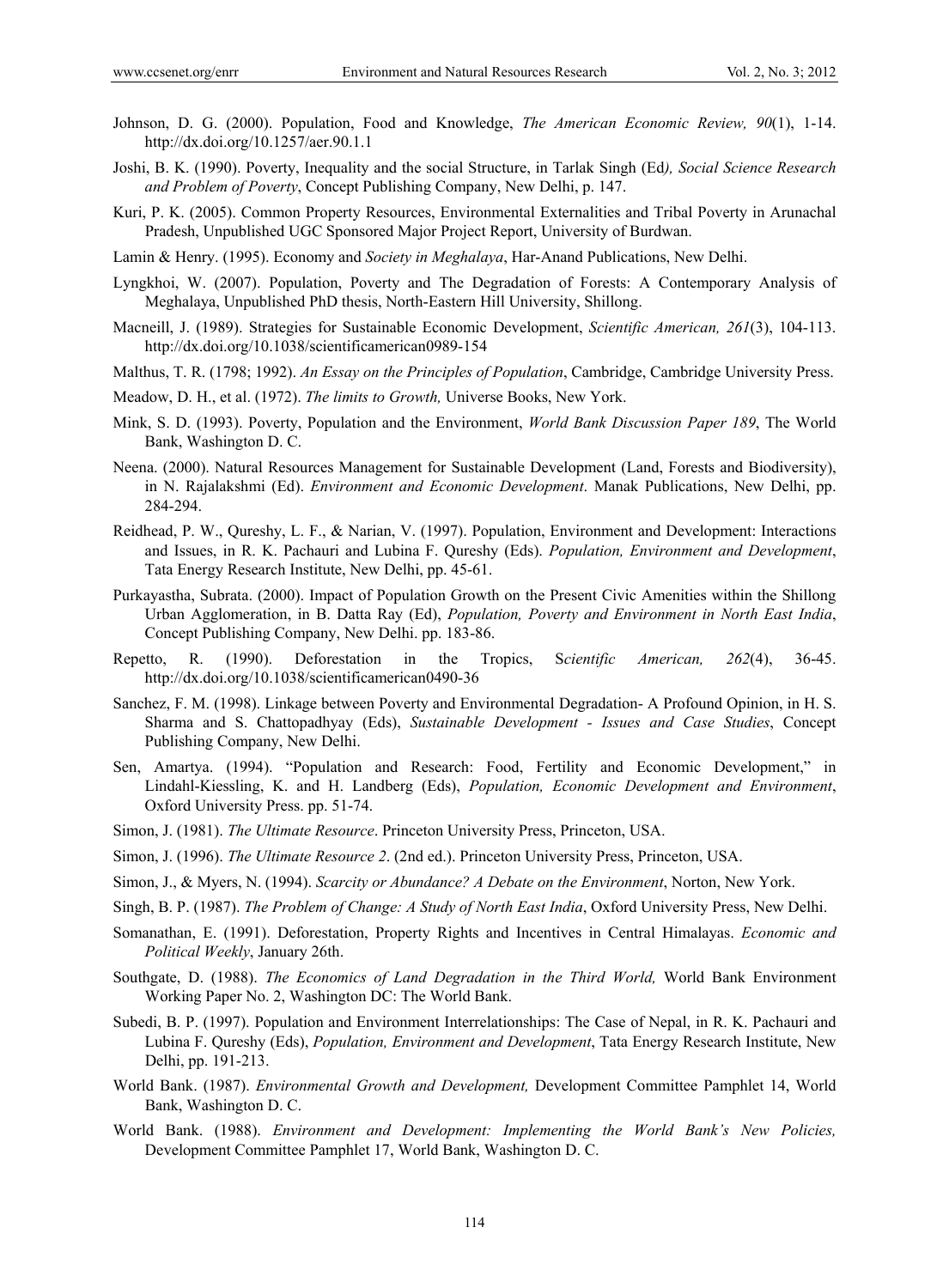Johnson, D. G. (2000). Population, Food and Knowledge, *The American Economic Review, 90*(1), 1-14. http://dx.doi.org/10.1257/aer.90.1.1

Joshi, B. K. (1990). Poverty, Inequality and the social Structure, in Tarlak Singh (Ed*), Social Science Research and Problem of Poverty*, Concept Publishing Company, New Delhi, p. 147.

Kuri, P. K. (2005). Common Property Resources, Environmental Externalities and Tribal Poverty in Arunachal Pradesh, Unpublished UGC Sponsored Major Project Report, University of Burdwan.

Lamin & Henry. (1995). Economy and *Society in Meghalaya*, Har-Anand Publications, New Delhi.

Lyngkhoi, W. (2007). Population, Poverty and The Degradation of Forests: A Contemporary Analysis of Meghalaya, Unpublished PhD thesis, North-Eastern Hill University, Shillong.

Macneill, J. (1989). Strategies for Sustainable Economic Development, *Scientific American, 261*(3), 104-113. http://dx.doi.org/10.1038/scientificamerican0989-154

Malthus, T. R. (1798; 1992). *An Essay on the Principles of Population*, Cambridge, Cambridge University Press.

Meadow, D. H., et al. (1972). *The limits to Growth,* Universe Books, New York.

Mink, S. D. (1993). Poverty, Population and the Environment, *World Bank Discussion Paper 189*, The World Bank, Washington D. C.

Neena. (2000). Natural Resources Management for Sustainable Development (Land, Forests and Biodiversity), in N. Rajalakshmi (Ed). *Environment and Economic Development*. Manak Publications, New Delhi, pp. 284-294.

Reidhead, P. W., Qureshy, L. F., & Narian, V. (1997). Population, Environment and Development: Interactions and Issues, in R. K. Pachauri and Lubina F. Qureshy (Eds). *Population, Environment and Development*, Tata Energy Research Institute, New Delhi, pp. 45-61.

Purkayastha, Subrata. (2000). Impact of Population Growth on the Present Civic Amenities within the Shillong Urban Agglomeration, in B. Datta Ray (Ed), *Population, Poverty and Environment in North East India*, Concept Publishing Company, New Delhi. pp. 183-86.

Repetto, R. (1990). Deforestation in the Tropics, S*cientific American, 262*(4), 36-45. http://dx.doi.org/10.1038/scientificamerican0490-36

Sanchez, F. M. (1998). Linkage between Poverty and Environmental Degradation- A Profound Opinion, in H. S. Sharma and S. Chattopadhyay (Eds), *Sustainable Development - Issues and Case Studies*, Concept Publishing Company, New Delhi.

Sen, Amartya. (1994). "Population and Research: Food, Fertility and Economic Development," in Lindahl-Kiessling, K. and H. Landberg (Eds), *Population, Economic Development and Environment*, Oxford University Press. pp. 51-74.

Simon, J. (1981). *The Ultimate Resource*. Princeton University Press, Princeton, USA.

Simon, J. (1996). *The Ultimate Resource 2*. (2nd ed.). Princeton University Press, Princeton, USA.

Simon, J., & Myers, N. (1994). *Scarcity or Abundance? A Debate on the Environment*, Norton, New York.

Singh, B. P. (1987). *The Problem of Change: A Study of North East India*, Oxford University Press, New Delhi.

Somanathan, E. (1991). Deforestation, Property Rights and Incentives in Central Himalayas. *Economic and Political Weekly*, January 26th.

Southgate, D. (1988). *The Economics of Land Degradation in the Third World,* World Bank Environment Working Paper No. 2, Washington DC: The World Bank.

Subedi, B. P. (1997). Population and Environment Interrelationships: The Case of Nepal, in R. K. Pachauri and Lubina F. Qureshy (Eds), *Population, Environment and Development*, Tata Energy Research Institute, New Delhi, pp. 191-213.

World Bank. (1987). *Environmental Growth and Development,* Development Committee Pamphlet 14, World Bank, Washington D. C.

World Bank. (1988). *Environment and Development: Implementing the World Bank's New Policies,* Development Committee Pamphlet 17, World Bank, Washington D. C.